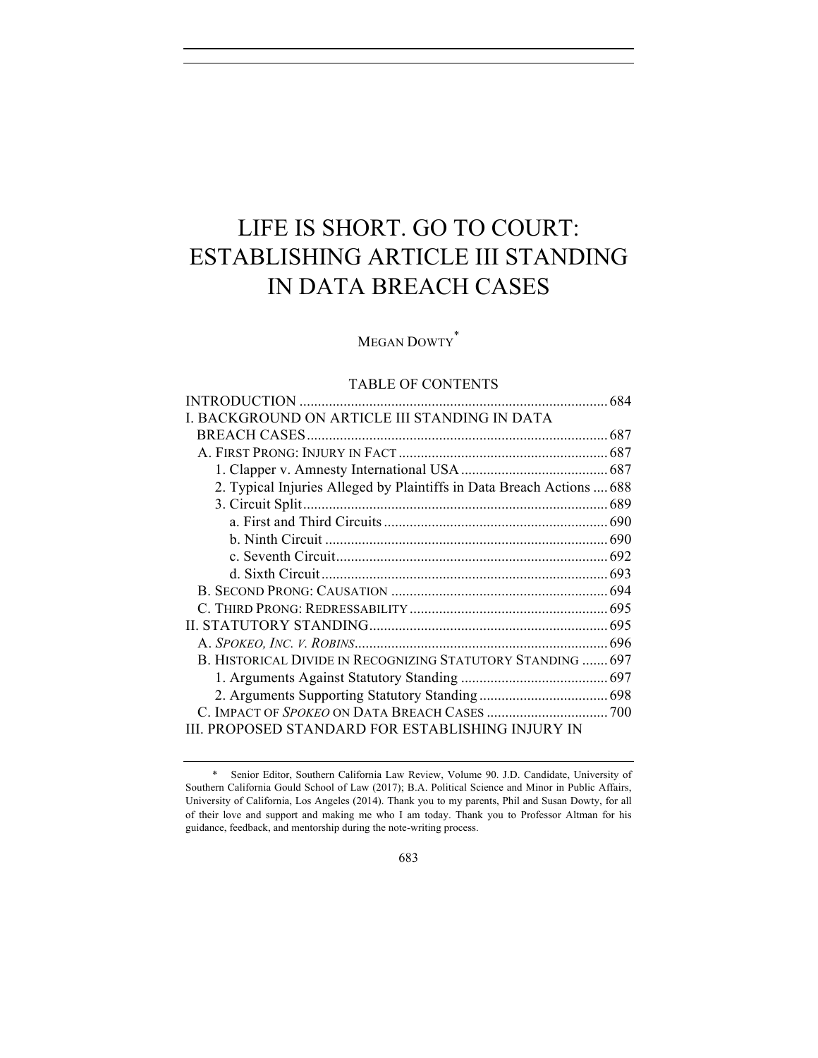# LIFE IS SHORT. GO TO COURT: ESTABLISHING ARTICLE III STANDING IN DATA BREACH CASES

MEGAN DOWTY[*]

TABLE OF CONTENTS

INTRODUCTION .................................................................................... 684
I. BACKGROUND ON ARTICLE III STANDING IN DATA BREACH CASES .................................................................................. 687
  A. FIRST PRONG: INJURY IN FACT ......................................................... 687
    1. Clapper v. Amnesty International USA ........................................ 687
    2. Typical Injuries Alleged by Plaintiffs in Data Breach Actions .... 688
    3. Circuit Split .................................................................................. 689
      a. First and Third Circuits ............................................................ 690
      b. Ninth Circuit ............................................................................. 690
      c. Seventh Circuit .......................................................................... 692
      d. Sixth Circuit .............................................................................. 693
  B. SECOND PRONG: CAUSATION ........................................................... 694
  C. THIRD PRONG: REDRESSABILITY ...................................................... 695
II. STATUTORY STANDING ................................................................. 695
  A. *SPOKEO, INC. V. ROBINS* ..................................................................... 696
  B. HISTORICAL DIVIDE IN RECOGNIZING STATUTORY STANDING ....... 697
    1. Arguments Against Statutory Standing ........................................ 697
    2. Arguments Supporting Statutory Standing ................................... 698
  C. IMPACT OF *SPOKEO* ON DATA BREACH CASES ................................. 700
III. PROPOSED STANDARD FOR ESTABLISHING INJURY IN

---

[*] Senior Editor, Southern California Law Review, Volume 90. J.D. Candidate, University of Southern California Gould School of Law (2017); B.A. Political Science and Minor in Public Affairs, University of California, Los Angeles (2014). Thank you to my parents, Phil and Susan Dowty, for all of their love and support and making me who I am today. Thank you to Professor Altman for his guidance, feedback, and mentorship during the note-writing process.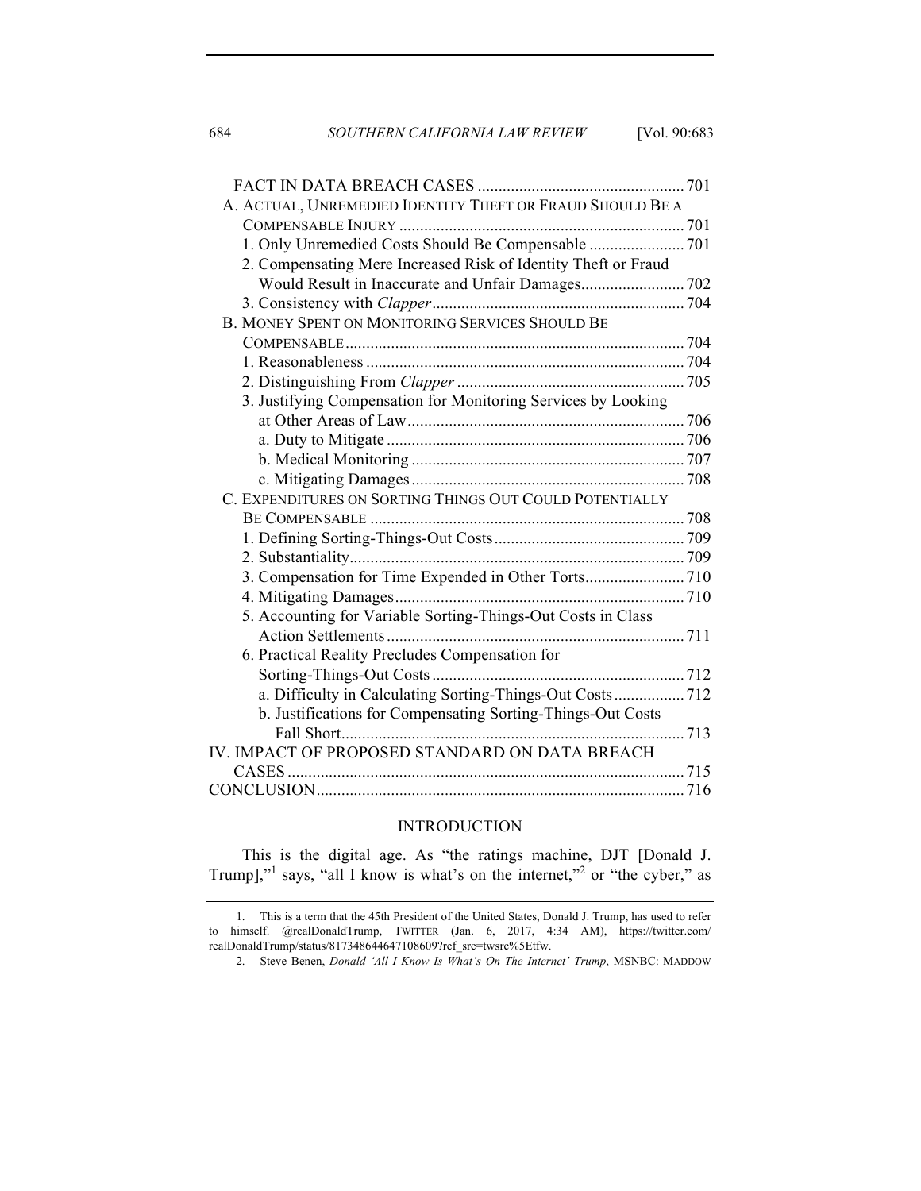FACT IN DATA BREACH CASES .................................................. 701

A. ACTUAL, UNREMEDIED IDENTITY THEFT OR FRAUD SHOULD BE A COMPENSABLE INJURY .................................................. 701

1. Only Unremedied Costs Should Be Compensable .................. 701
2. Compensating Mere Increased Risk of Identity Theft or Fraud Would Result in Inaccurate and Unfair Damages .................. 702
3. Consistency with *Clapper* .................................................. 704

B. MONEY SPENT ON MONITORING SERVICES SHOULD BE COMPENSABLE .................................................. 704

1. Reasonableness .................................................. 704
2. Distinguishing From *Clapper* .................................................. 705
3. Justifying Compensation for Monitoring Services by Looking at Other Areas of Law .................................................. 706
   a. Duty to Mitigate .................................................. 706
   b. Medical Monitoring .................................................. 707
   c. Mitigating Damages .................................................. 708

C. EXPENDITURES ON SORTING THINGS OUT COULD POTENTIALLY BE COMPENSABLE .................................................. 708

1. Defining Sorting-Things-Out Costs .................................................. 709
2. Substantiality .................................................. 709
3. Compensation for Time Expended in Other Torts .................. 710
4. Mitigating Damages .................................................. 710
5. Accounting for Variable Sorting-Things-Out Costs in Class Action Settlements .................................................. 711
6. Practical Reality Precludes Compensation for Sorting-Things-Out Costs .................................................. 712
   a. Difficulty in Calculating Sorting-Things-Out Costs .................. 712
   b. Justifications for Compensating Sorting-Things-Out Costs Fall Short .................................................. 713

IV. IMPACT OF PROPOSED STANDARD ON DATA BREACH CASES .................................................. 715

CONCLUSION .................................................. 716

## INTRODUCTION

This is the digital age. As "the ratings machine, DJT [Donald J. Trump],"[1] says, "all I know is what's on the internet,"[2] or "the cyber," as

1. This is a term that the 45th President of the United States, Donald J. Trump, has used to refer to himself. @realDonaldTrump, TWITTER (Jan. 6, 2017, 4:34 AM), https://twitter.com/realDonaldTrump/status/817348644647108609?ref_src=twsrc%5Etfw.

2. Steve Benen, *Donald 'All I Know Is What's On The Internet' Trump*, MSNBC: MADDOW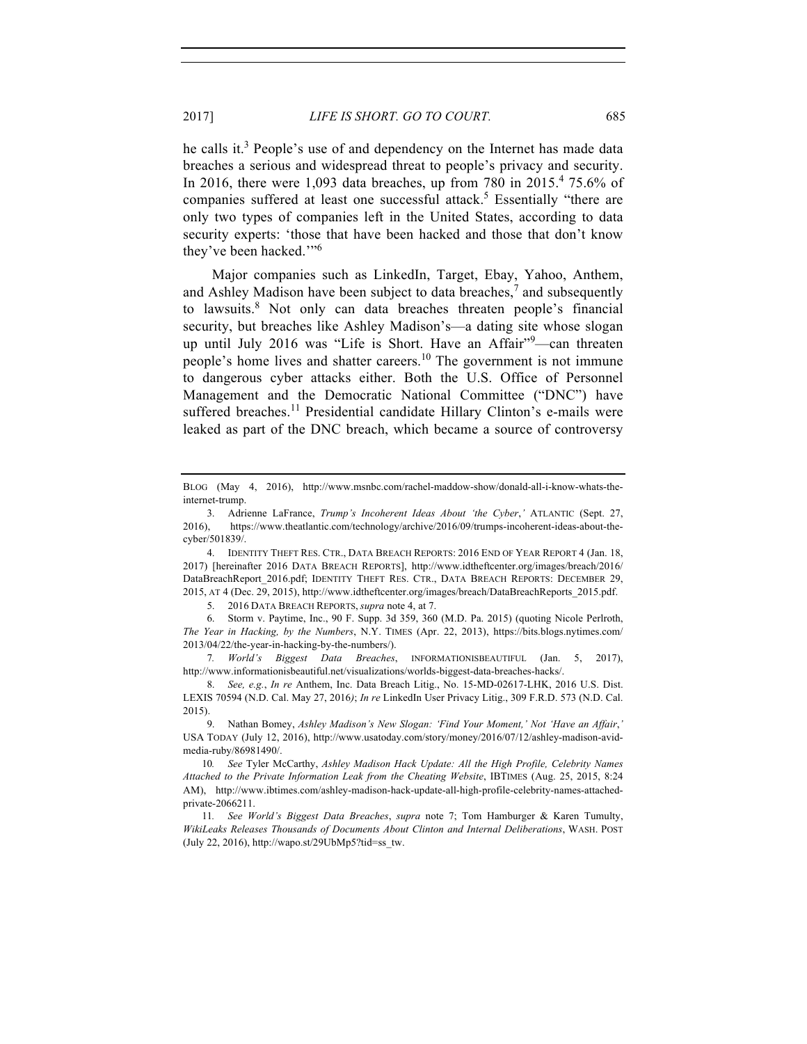he calls it.[3] People's use of and dependency on the Internet has made data breaches a serious and widespread threat to people's privacy and security. In 2016, there were 1,093 data breaches, up from 780 in 2015.[4] 75.6% of companies suffered at least one successful attack.[5] Essentially "there are only two types of companies left in the United States, according to data security experts: 'those that have been hacked and those that don't know they've been hacked.'"[6]

Major companies such as LinkedIn, Target, Ebay, Yahoo, Anthem, and Ashley Madison have been subject to data breaches,[7] and subsequently to lawsuits.[8] Not only can data breaches threaten people's financial security, but breaches like Ashley Madison's—a dating site whose slogan up until July 2016 was "Life is Short. Have an Affair"[9]—can threaten people's home lives and shatter careers.[10] The government is not immune to dangerous cyber attacks either. Both the U.S. Office of Personnel Management and the Democratic National Committee ("DNC") have suffered breaches.[11] Presidential candidate Hillary Clinton's e-mails were leaked as part of the DNC breach, which became a source of controversy

---

BLOG (May 4, 2016), http://www.msnbc.com/rachel-maddow-show/donald-all-i-know-whats-the-internet-trump.

3. Adrienne LaFrance, *Trump's Incoherent Ideas About 'the Cyber*,' ATLANTIC (Sept. 27, 2016), https://www.theatlantic.com/technology/archive/2016/09/trumps-incoherent-ideas-about-the-cyber/501839/.

4. IDENTITY THEFT RES. CTR., DATA BREACH REPORTS: 2016 END OF YEAR REPORT 4 (Jan. 18, 2017) [hereinafter 2016 DATA BREACH REPORTS], http://www.idtheftcenter.org/images/breach/2016/DataBreachReport_2016.pdf; IDENTITY THEFT RES. CTR., DATA BREACH REPORTS: DECEMBER 29, 2015, AT 4 (Dec. 29, 2015), http://www.idtheftcenter.org/images/breach/DataBreachReports_2015.pdf.

5. 2016 DATA BREACH REPORTS, *supra* note 4, at 7.

6. Storm v. Paytime, Inc., 90 F. Supp. 3d 359, 360 (M.D. Pa. 2015) (quoting Nicole Perlroth, *The Year in Hacking, by the Numbers*, N.Y. TIMES (Apr. 22, 2013), https://bits.blogs.nytimes.com/2013/04/22/the-year-in-hacking-by-the-numbers/).

7. *World's Biggest Data Breaches*, INFORMATIONISBEAUTIFUL (Jan. 5, 2017), http://www.informationisbeautiful.net/visualizations/worlds-biggest-data-breaches-hacks/.

8. *See, e.g.*, *In re* Anthem, Inc. Data Breach Litig., No. 15-MD-02617-LHK, 2016 U.S. Dist. LEXIS 70594 (N.D. Cal. May 27, 2016); *In re* LinkedIn User Privacy Litig., 309 F.R.D. 573 (N.D. Cal. 2015).

9. Nathan Bomey, *Ashley Madison's New Slogan: 'Find Your Moment,' Not 'Have an Affair*,' USA TODAY (July 12, 2016), http://www.usatoday.com/story/money/2016/07/12/ashley-madison-avid-media-ruby/86981490/.

10. *See* Tyler McCarthy, *Ashley Madison Hack Update: All the High Profile, Celebrity Names Attached to the Private Information Leak from the Cheating Website*, IBTIMES (Aug. 25, 2015, 8:24 AM), http://www.ibtimes.com/ashley-madison-hack-update-all-high-profile-celebrity-names-attached-private-2066211.

11. *See World's Biggest Data Breaches*, *supra* note 7; Tom Hamburger & Karen Tumulty, *WikiLeaks Releases Thousands of Documents About Clinton and Internal Deliberations*, WASH. POST (July 22, 2016), http://wapo.st/29UbMp5?tid=ss_tw.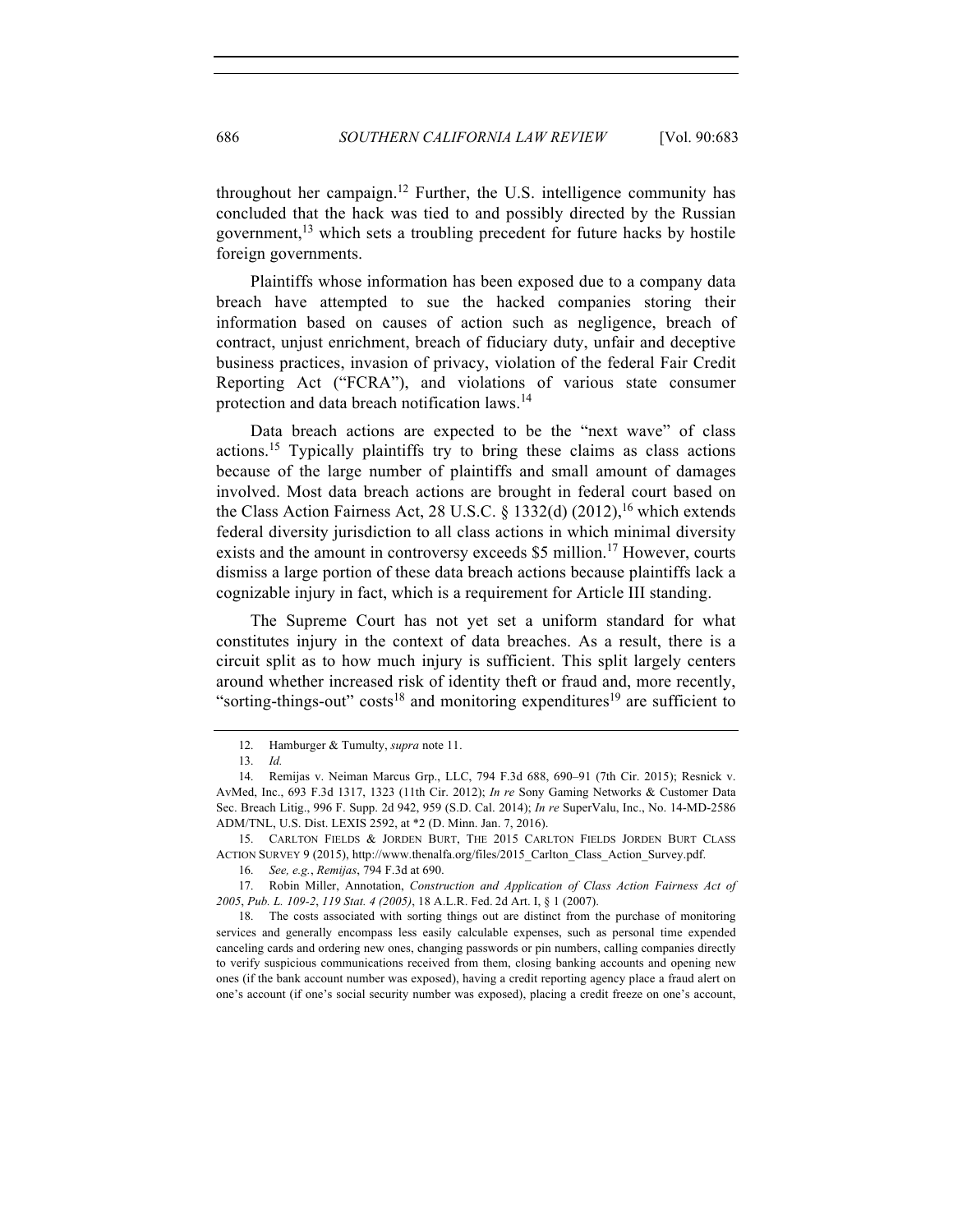throughout her campaign.[12] Further, the U.S. intelligence community has concluded that the hack was tied to and possibly directed by the Russian government,[13] which sets a troubling precedent for future hacks by hostile foreign governments.

Plaintiffs whose information has been exposed due to a company data breach have attempted to sue the hacked companies storing their information based on causes of action such as negligence, breach of contract, unjust enrichment, breach of fiduciary duty, unfair and deceptive business practices, invasion of privacy, violation of the federal Fair Credit Reporting Act ("FCRA"), and violations of various state consumer protection and data breach notification laws.[14]

Data breach actions are expected to be the "next wave" of class actions.[15] Typically plaintiffs try to bring these claims as class actions because of the large number of plaintiffs and small amount of damages involved. Most data breach actions are brought in federal court based on the Class Action Fairness Act, 28 U.S.C. § 1332(d) (2012),[16] which extends federal diversity jurisdiction to all class actions in which minimal diversity exists and the amount in controversy exceeds $5 million.[17] However, courts dismiss a large portion of these data breach actions because plaintiffs lack a cognizable injury in fact, which is a requirement for Article III standing.

The Supreme Court has not yet set a uniform standard for what constitutes injury in the context of data breaches. As a result, there is a circuit split as to how much injury is sufficient. This split largely centers around whether increased risk of identity theft or fraud and, more recently, "sorting-things-out" costs[18] and monitoring expenditures[19] are sufficient to

---

12. Hamburger & Tumulty, *supra* note 11.

13. *Id.*

14. Remijas v. Neiman Marcus Grp., LLC, 794 F.3d 688, 690–91 (7th Cir. 2015); Resnick v. AvMed, Inc., 693 F.3d 1317, 1323 (11th Cir. 2012); *In re* Sony Gaming Networks & Customer Data Sec. Breach Litig., 996 F. Supp. 2d 942, 959 (S.D. Cal. 2014); *In re* SuperValu, Inc., No. 14-MD-2586 ADM/TNL, U.S. Dist. LEXIS 2592, at *2 (D. Minn. Jan. 7, 2016).

15. CARLTON FIELDS & JORDEN BURT, THE 2015 CARLTON FIELDS JORDEN BURT CLASS ACTION SURVEY 9 (2015), http://www.thenalfa.org/files/2015_Carlton_Class_Action_Survey.pdf.

16. *See, e.g.*, *Remijas*, 794 F.3d at 690.

17. Robin Miller, Annotation, *Construction and Application of Class Action Fairness Act of 2005*, *Pub. L. 109-2*, *119 Stat. 4 (2005)*, 18 A.L.R. Fed. 2d Art. I, § 1 (2007).

18. The costs associated with sorting things out are distinct from the purchase of monitoring services and generally encompass less easily calculable expenses, such as personal time expended canceling cards and ordering new ones, changing passwords or pin numbers, calling companies directly to verify suspicious communications received from them, closing banking accounts and opening new ones (if the bank account number was exposed), having a credit reporting agency place a fraud alert on one's account (if one's social security number was exposed), placing a credit freeze on one's account,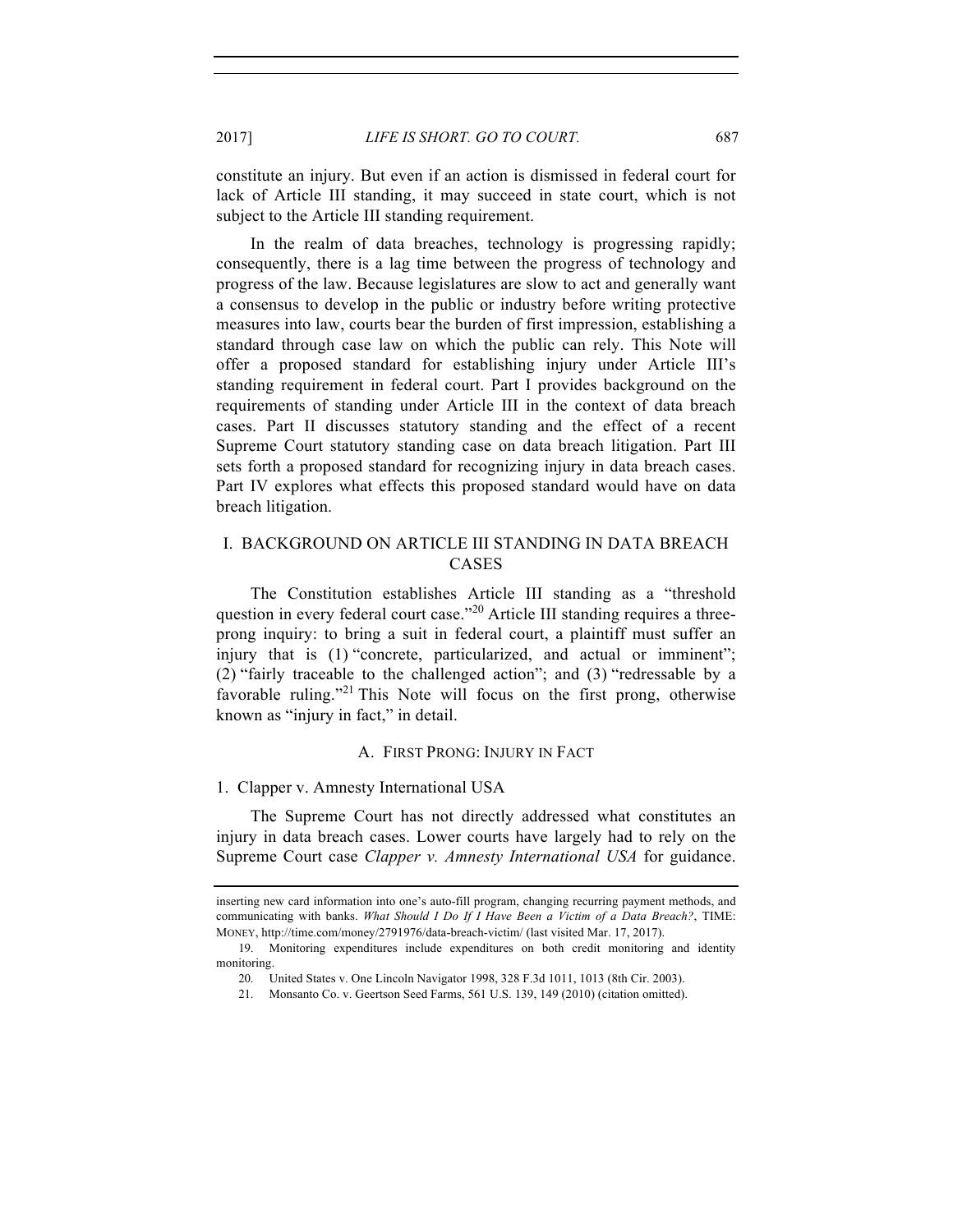constitute an injury. But even if an action is dismissed in federal court for lack of Article III standing, it may succeed in state court, which is not subject to the Article III standing requirement.

In the realm of data breaches, technology is progressing rapidly; consequently, there is a lag time between the progress of technology and progress of the law. Because legislatures are slow to act and generally want a consensus to develop in the public or industry before writing protective measures into law, courts bear the burden of first impression, establishing a standard through case law on which the public can rely. This Note will offer a proposed standard for establishing injury under Article III's standing requirement in federal court. Part I provides background on the requirements of standing under Article III in the context of data breach cases. Part II discusses statutory standing and the effect of a recent Supreme Court statutory standing case on data breach litigation. Part III sets forth a proposed standard for recognizing injury in data breach cases. Part IV explores what effects this proposed standard would have on data breach litigation.

## I. BACKGROUND ON ARTICLE III STANDING IN DATA BREACH CASES

The Constitution establishes Article III standing as a "threshold question in every federal court case."[20] Article III standing requires a three-prong inquiry: to bring a suit in federal court, a plaintiff must suffer an injury that is (1) "concrete, particularized, and actual or imminent"; (2) "fairly traceable to the challenged action"; and (3) "redressable by a favorable ruling."[21] This Note will focus on the first prong, otherwise known as "injury in fact," in detail.

### A. FIRST PRONG: INJURY IN FACT

#### 1. Clapper v. Amnesty International USA

The Supreme Court has not directly addressed what constitutes an injury in data breach cases. Lower courts have largely had to rely on the Supreme Court case *Clapper v. Amnesty International USA* for guidance.

---

inserting new card information into one's auto-fill program, changing recurring payment methods, and communicating with banks. *What Should I Do If I Have Been a Victim of a Data Breach?*, TIME: MONEY, http://time.com/money/2791976/data-breach-victim/ (last visited Mar. 17, 2017).

19. Monitoring expenditures include expenditures on both credit monitoring and identity monitoring.

20. United States v. One Lincoln Navigator 1998, 328 F.3d 1011, 1013 (8th Cir. 2003).

21. Monsanto Co. v. Geertson Seed Farms, 561 U.S. 139, 149 (2010) (citation omitted).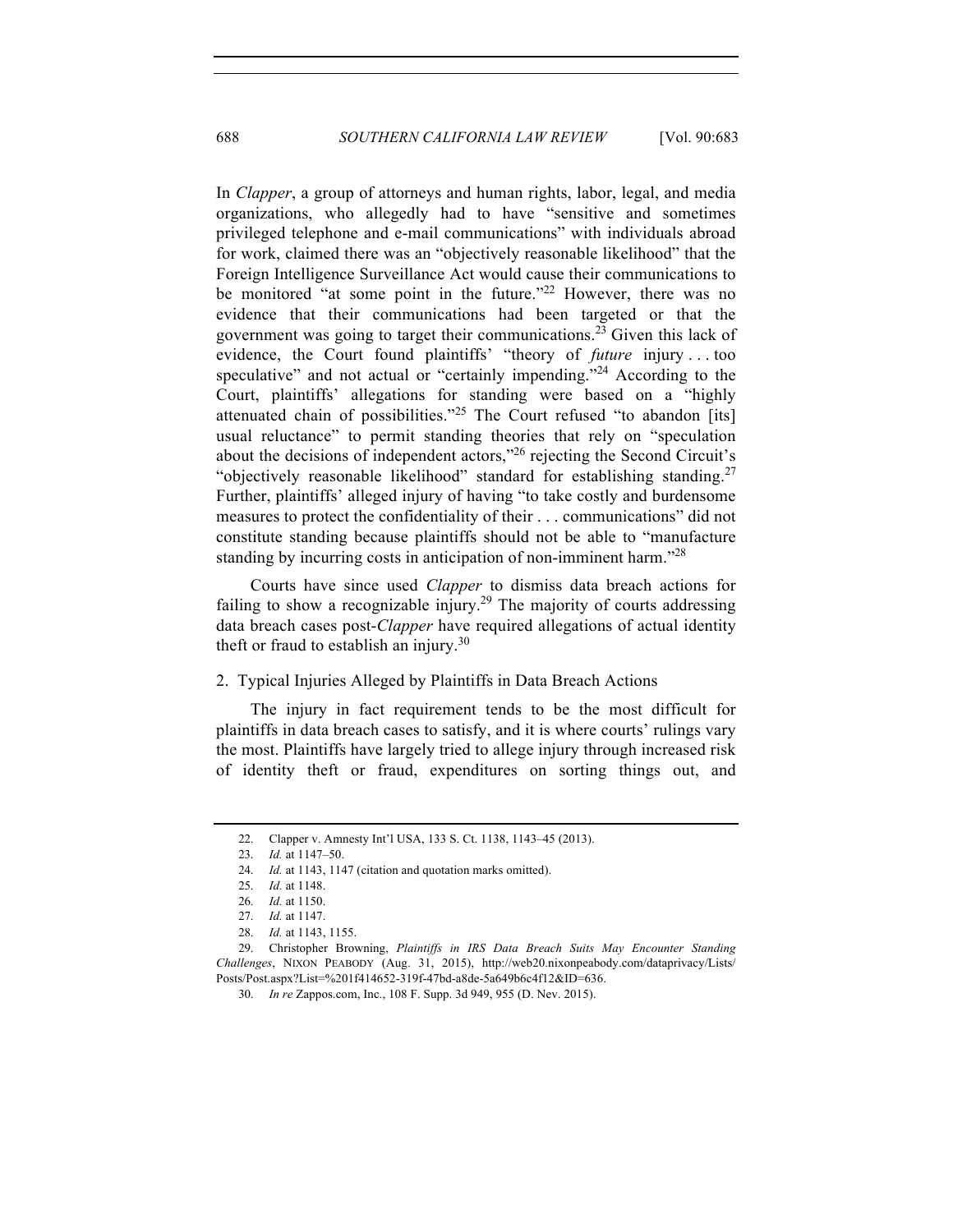In *Clapper*, a group of attorneys and human rights, labor, legal, and media organizations, who allegedly had to have "sensitive and sometimes privileged telephone and e-mail communications" with individuals abroad for work, claimed there was an "objectively reasonable likelihood" that the Foreign Intelligence Surveillance Act would cause their communications to be monitored "at some point in the future."[22] However, there was no evidence that their communications had been targeted or that the government was going to target their communications.[23] Given this lack of evidence, the Court found plaintiffs' "theory of *future* injury . . . too speculative" and not actual or "certainly impending."[24] According to the Court, plaintiffs' allegations for standing were based on a "highly attenuated chain of possibilities."[25] The Court refused "to abandon [its] usual reluctance" to permit standing theories that rely on "speculation about the decisions of independent actors,"[26] rejecting the Second Circuit's "objectively reasonable likelihood" standard for establishing standing.[27] Further, plaintiffs' alleged injury of having "to take costly and burdensome measures to protect the confidentiality of their . . . communications" did not constitute standing because plaintiffs should not be able to "manufacture standing by incurring costs in anticipation of non-imminent harm."[28]

Courts have since used *Clapper* to dismiss data breach actions for failing to show a recognizable injury.[29] The majority of courts addressing data breach cases post-*Clapper* have required allegations of actual identity theft or fraud to establish an injury.[30]

### 2. Typical Injuries Alleged by Plaintiffs in Data Breach Actions

The injury in fact requirement tends to be the most difficult for plaintiffs in data breach cases to satisfy, and it is where courts' rulings vary the most. Plaintiffs have largely tried to allege injury through increased risk of identity theft or fraud, expenditures on sorting things out, and

---

22. Clapper v. Amnesty Int'l USA, 133 S. Ct. 1138, 1143–45 (2013).

23. *Id.* at 1147–50.

24. *Id.* at 1143, 1147 (citation and quotation marks omitted).

25. *Id.* at 1148.

26. *Id.* at 1150.

27. *Id.* at 1147.

28. *Id.* at 1143, 1155.

29. Christopher Browning, *Plaintiffs in IRS Data Breach Suits May Encounter Standing Challenges*, NIXON PEABODY (Aug. 31, 2015), http://web20.nixonpeabody.com/dataprivacy/Lists/Posts/Post.aspx?List=%201f414652-319f-47bd-a8de-5a649b6c4f12&ID=636.

30. *In re* Zappos.com, Inc., 108 F. Supp. 3d 949, 955 (D. Nev. 2015).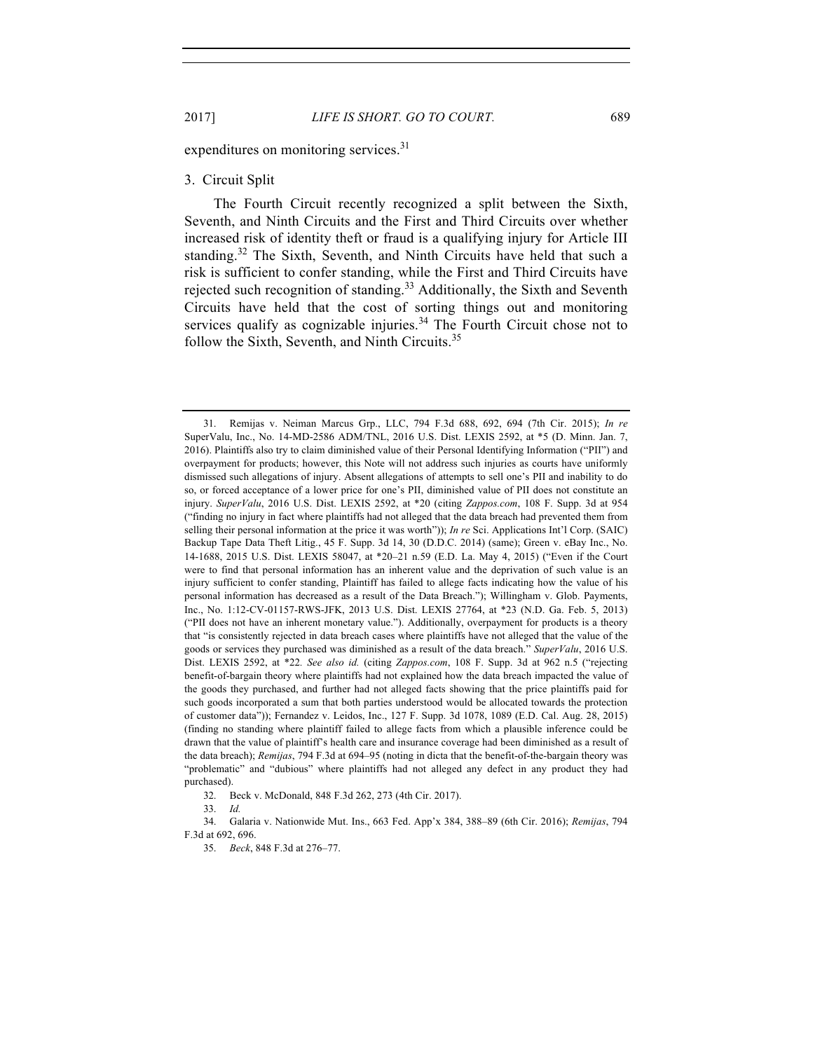expenditures on monitoring services.[31]

### 3. Circuit Split

The Fourth Circuit recently recognized a split between the Sixth, Seventh, and Ninth Circuits and the First and Third Circuits over whether increased risk of identity theft or fraud is a qualifying injury for Article III standing.[32] The Sixth, Seventh, and Ninth Circuits have held that such a risk is sufficient to confer standing, while the First and Third Circuits have rejected such recognition of standing.[33] Additionally, the Sixth and Seventh Circuits have held that the cost of sorting things out and monitoring services qualify as cognizable injuries.[34] The Fourth Circuit chose not to follow the Sixth, Seventh, and Ninth Circuits.[35]

---

31. Remijas v. Neiman Marcus Grp., LLC, 794 F.3d 688, 692, 694 (7th Cir. 2015); *In re* SuperValu, Inc., No. 14-MD-2586 ADM/TNL, 2016 U.S. Dist. LEXIS 2592, at *5 (D. Minn. Jan. 7, 2016). Plaintiffs also try to claim diminished value of their Personal Identifying Information ("PII") and overpayment for products; however, this Note will not address such injuries as courts have uniformly dismissed such allegations of injury. Absent allegations of attempts to sell one's PII and inability to do so, or forced acceptance of a lower price for one's PII, diminished value of PII does not constitute an injury. *SuperValu*, 2016 U.S. Dist. LEXIS 2592, at *20 (citing *Zappos.com*, 108 F. Supp. 3d at 954 ("finding no injury in fact where plaintiffs had not alleged that the data breach had prevented them from selling their personal information at the price it was worth")); *In re* Sci. Applications Int'l Corp. (SAIC) Backup Tape Data Theft Litig., 45 F. Supp. 3d 14, 30 (D.D.C. 2014) (same); Green v. eBay Inc., No. 14-1688, 2015 U.S. Dist. LEXIS 58047, at *20–21 n.59 (E.D. La. May 4, 2015) ("Even if the Court were to find that personal information has an inherent value and the deprivation of such value is an injury sufficient to confer standing, Plaintiff has failed to allege facts indicating how the value of his personal information has decreased as a result of the Data Breach."); Willingham v. Glob. Payments, Inc., No. 1:12-CV-01157-RWS-JFK, 2013 U.S. Dist. LEXIS 27764, at *23 (N.D. Ga. Feb. 5, 2013) ("PII does not have an inherent monetary value."). Additionally, overpayment for products is a theory that "is consistently rejected in data breach cases where plaintiffs have not alleged that the value of the goods or services they purchased was diminished as a result of the data breach." *SuperValu*, 2016 U.S. Dist. LEXIS 2592, at *22. *See also id.* (citing *Zappos.com*, 108 F. Supp. 3d at 962 n.5 ("rejecting benefit-of-bargain theory where plaintiffs had not explained how the data breach impacted the value of the goods they purchased, and further had not alleged facts showing that the price plaintiffs paid for such goods incorporated a sum that both parties understood would be allocated towards the protection of customer data")); Fernandez v. Leidos, Inc., 127 F. Supp. 3d 1078, 1089 (E.D. Cal. Aug. 28, 2015) (finding no standing where plaintiff failed to allege facts from which a plausible inference could be drawn that the value of plaintiff's health care and insurance coverage had been diminished as a result of the data breach); *Remijas*, 794 F.3d at 694–95 (noting in dicta that the benefit-of-the-bargain theory was "problematic" and "dubious" where plaintiffs had not alleged any defect in any product they had purchased).

32. Beck v. McDonald, 848 F.3d 262, 273 (4th Cir. 2017).

33. *Id.*

34. Galaria v. Nationwide Mut. Ins., 663 Fed. App'x 384, 388–89 (6th Cir. 2016); *Remijas*, 794 F.3d at 692, 696.

35. *Beck*, 848 F.3d at 276–77.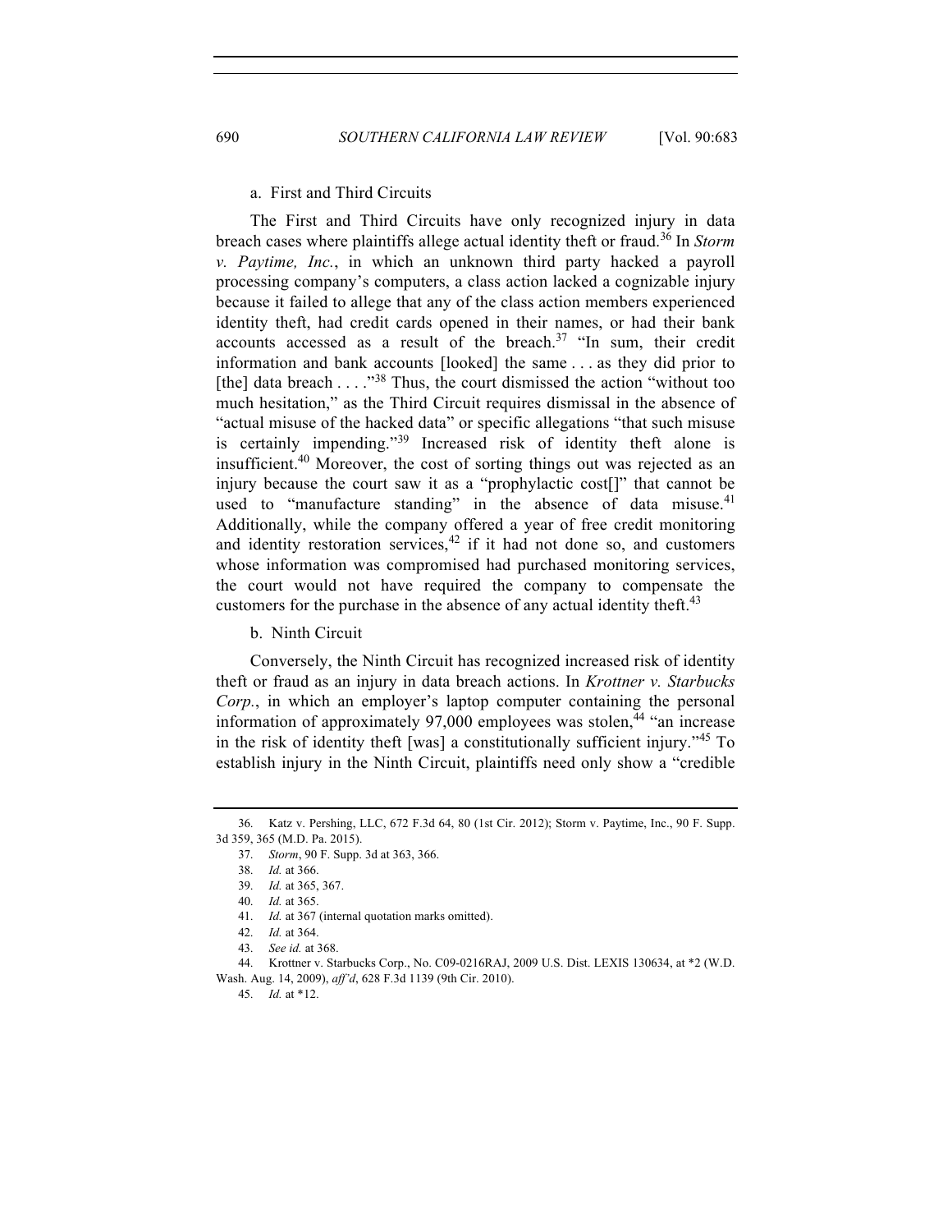#### a. First and Third Circuits

The First and Third Circuits have only recognized injury in data breach cases where plaintiffs allege actual identity theft or fraud.[36] In *Storm v. Paytime, Inc.*, in which an unknown third party hacked a payroll processing company's computers, a class action lacked a cognizable injury because it failed to allege that any of the class action members experienced identity theft, had credit cards opened in their names, or had their bank accounts accessed as a result of the breach.[37] "In sum, their credit information and bank accounts [looked] the same . . . as they did prior to [the] data breach . . . ."[38] Thus, the court dismissed the action "without too much hesitation," as the Third Circuit requires dismissal in the absence of "actual misuse of the hacked data" or specific allegations "that such misuse is certainly impending."[39] Increased risk of identity theft alone is insufficient.[40] Moreover, the cost of sorting things out was rejected as an injury because the court saw it as a "prophylactic cost[]" that cannot be used to "manufacture standing" in the absence of data misuse.[41] Additionally, while the company offered a year of free credit monitoring and identity restoration services,[42] if it had not done so, and customers whose information was compromised had purchased monitoring services, the court would not have required the company to compensate the customers for the purchase in the absence of any actual identity theft.[43]

#### b. Ninth Circuit

Conversely, the Ninth Circuit has recognized increased risk of identity theft or fraud as an injury in data breach actions. In *Krottner v. Starbucks Corp.*, in which an employer's laptop computer containing the personal information of approximately 97,000 employees was stolen,[44] "an increase in the risk of identity theft [was] a constitutionally sufficient injury."[45] To establish injury in the Ninth Circuit, plaintiffs need only show a "credible

---

36. Katz v. Pershing, LLC, 672 F.3d 64, 80 (1st Cir. 2012); Storm v. Paytime, Inc., 90 F. Supp. 3d 359, 365 (M.D. Pa. 2015).

37. *Storm*, 90 F. Supp. 3d at 363, 366.

38. *Id.* at 366.

39. *Id.* at 365, 367.

40. *Id.* at 365.

41. *Id.* at 367 (internal quotation marks omitted).

42. *Id.* at 364.

43. *See id.* at 368.

44. Krottner v. Starbucks Corp., No. C09-0216RAJ, 2009 U.S. Dist. LEXIS 130634, at *2 (W.D. Wash. Aug. 14, 2009), *aff'd*, 628 F.3d 1139 (9th Cir. 2010).

45. *Id.* at *12.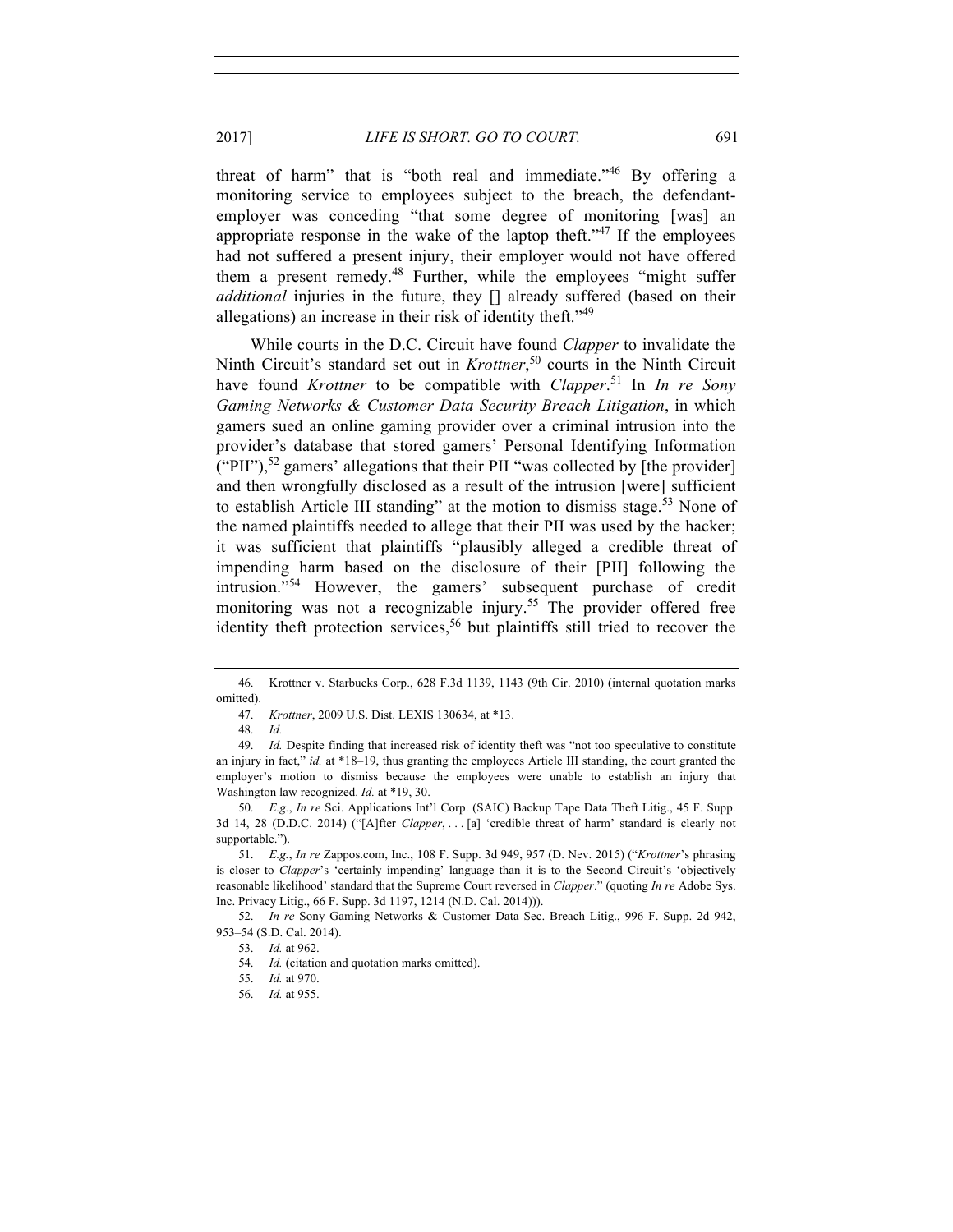threat of harm" that is "both real and immediate."[46] By offering a monitoring service to employees subject to the breach, the defendant-employer was conceding "that some degree of monitoring [was] an appropriate response in the wake of the laptop theft."[47] If the employees had not suffered a present injury, their employer would not have offered them a present remedy.[48] Further, while the employees "might suffer *additional* injuries in the future, they [] already suffered (based on their allegations) an increase in their risk of identity theft."[49]

While courts in the D.C. Circuit have found *Clapper* to invalidate the Ninth Circuit's standard set out in *Krottner*,[50] courts in the Ninth Circuit have found *Krottner* to be compatible with *Clapper*.[51] In *In re Sony Gaming Networks & Customer Data Security Breach Litigation*, in which gamers sued an online gaming provider over a criminal intrusion into the provider's database that stored gamers' Personal Identifying Information ("PII"),[52] gamers' allegations that their PII "was collected by [the provider] and then wrongfully disclosed as a result of the intrusion [were] sufficient to establish Article III standing" at the motion to dismiss stage.[53] None of the named plaintiffs needed to allege that their PII was used by the hacker; it was sufficient that plaintiffs "plausibly alleged a credible threat of impending harm based on the disclosure of their [PII] following the intrusion."[54] However, the gamers' subsequent purchase of credit monitoring was not a recognizable injury.[55] The provider offered free identity theft protection services,[56] but plaintiffs still tried to recover the

---

46. Krottner v. Starbucks Corp., 628 F.3d 1139, 1143 (9th Cir. 2010) (internal quotation marks omitted).

47. *Krottner*, 2009 U.S. Dist. LEXIS 130634, at *13.

48. *Id.*

49. *Id.* Despite finding that increased risk of identity theft was "not too speculative to constitute an injury in fact," *id.* at *18–19, thus granting the employees Article III standing, the court granted the employer's motion to dismiss because the employees were unable to establish an injury that Washington law recognized. *Id.* at *19, 30.

50. *E.g.*, *In re* Sci. Applications Int'l Corp. (SAIC) Backup Tape Data Theft Litig., 45 F. Supp. 3d 14, 28 (D.D.C. 2014) ("[A]fter *Clapper*, . . . [a] 'credible threat of harm' standard is clearly not supportable.").

51. *E.g.*, *In re* Zappos.com, Inc., 108 F. Supp. 3d 949, 957 (D. Nev. 2015) ("*Krottner*'s phrasing is closer to *Clapper*'s 'certainly impending' language than it is to the Second Circuit's 'objectively reasonable likelihood' standard that the Supreme Court reversed in *Clapper*." (quoting *In re* Adobe Sys. Inc. Privacy Litig., 66 F. Supp. 3d 1197, 1214 (N.D. Cal. 2014))).

52. *In re* Sony Gaming Networks & Customer Data Sec. Breach Litig., 996 F. Supp. 2d 942, 953–54 (S.D. Cal. 2014).

53. *Id.* at 962.

54. *Id.* (citation and quotation marks omitted).

55. *Id.* at 970.

56. *Id.* at 955.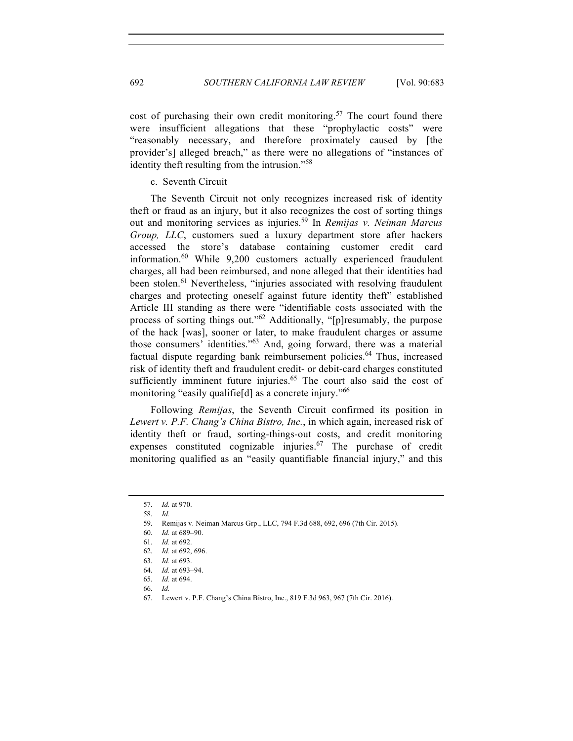cost of purchasing their own credit monitoring.[57] The court found there were insufficient allegations that these "prophylactic costs" were "reasonably necessary, and therefore proximately caused by [the provider's] alleged breach," as there were no allegations of "instances of identity theft resulting from the intrusion."[58]

c. Seventh Circuit

The Seventh Circuit not only recognizes increased risk of identity theft or fraud as an injury, but it also recognizes the cost of sorting things out and monitoring services as injuries.[59] In *Remijas v. Neiman Marcus Group, LLC*, customers sued a luxury department store after hackers accessed the store's database containing customer credit card information.[60] While 9,200 customers actually experienced fraudulent charges, all had been reimbursed, and none alleged that their identities had been stolen.[61] Nevertheless, "injuries associated with resolving fraudulent charges and protecting oneself against future identity theft" established Article III standing as there were "identifiable costs associated with the process of sorting things out."[62] Additionally, "[p]resumably, the purpose of the hack [was], sooner or later, to make fraudulent charges or assume those consumers' identities."[63] And, going forward, there was a material factual dispute regarding bank reimbursement policies.[64] Thus, increased risk of identity theft and fraudulent credit- or debit-card charges constituted sufficiently imminent future injuries.[65] The court also said the cost of monitoring "easily qualifie[d] as a concrete injury."[66]

Following *Remijas*, the Seventh Circuit confirmed its position in *Lewert v. P.F. Chang's China Bistro, Inc.*, in which again, increased risk of identity theft or fraud, sorting-things-out costs, and credit monitoring expenses constituted cognizable injuries.[67] The purchase of credit monitoring qualified as an "easily quantifiable financial injury," and this

---

57. *Id.* at 970.

58. *Id.*

59. Remijas v. Neiman Marcus Grp., LLC, 794 F.3d 688, 692, 696 (7th Cir. 2015).

60. *Id.* at 689–90.

61. *Id.* at 692.

62. *Id.* at 692, 696.

63. *Id.* at 693.

64. *Id.* at 693–94.

65. *Id.* at 694.

66. *Id.*

67. Lewert v. P.F. Chang's China Bistro, Inc., 819 F.3d 963, 967 (7th Cir. 2016).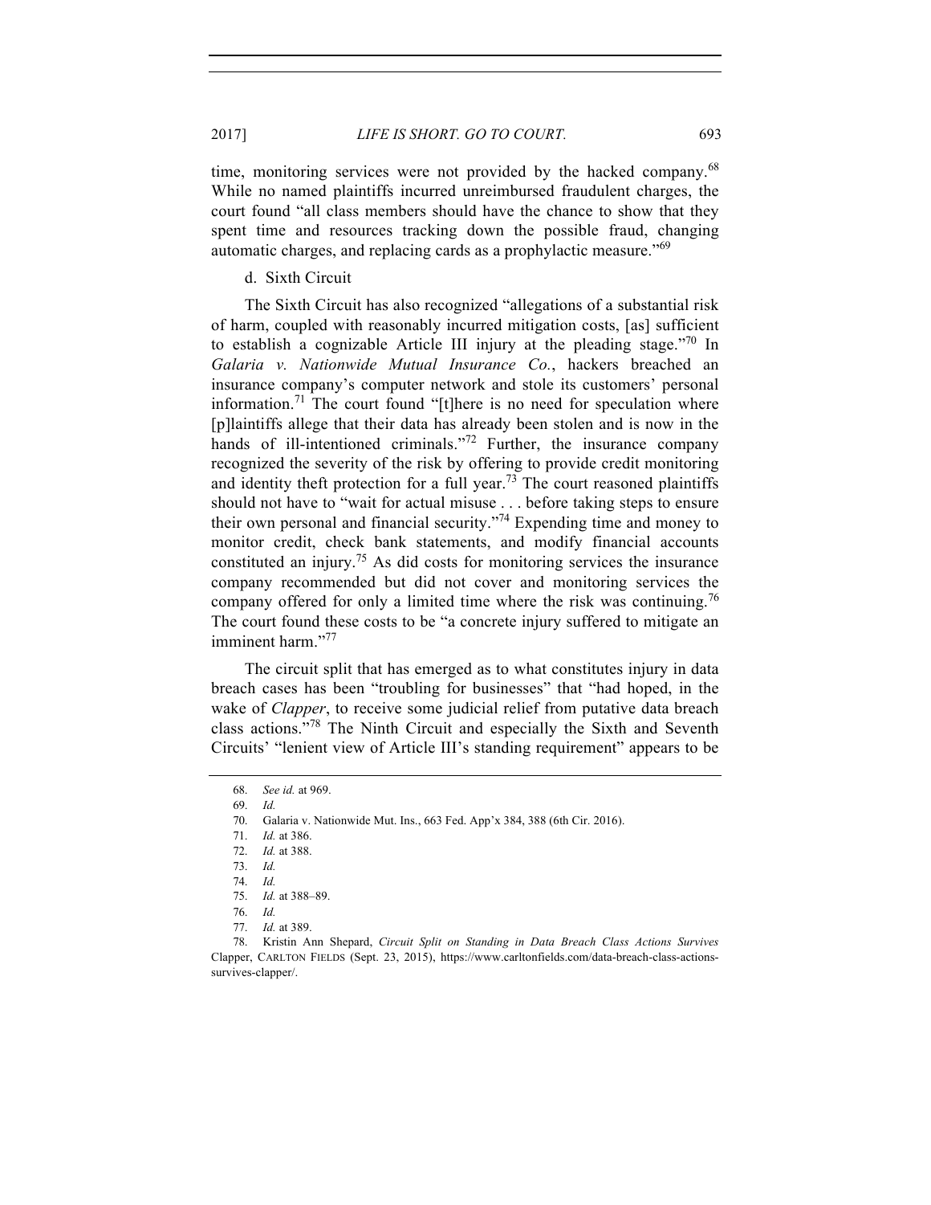time, monitoring services were not provided by the hacked company.[68] While no named plaintiffs incurred unreimbursed fraudulent charges, the court found "all class members should have the chance to show that they spent time and resources tracking down the possible fraud, changing automatic charges, and replacing cards as a prophylactic measure."[69]

d. Sixth Circuit

The Sixth Circuit has also recognized "allegations of a substantial risk of harm, coupled with reasonably incurred mitigation costs, [as] sufficient to establish a cognizable Article III injury at the pleading stage."[70] In *Galaria v. Nationwide Mutual Insurance Co.*, hackers breached an insurance company's computer network and stole its customers' personal information.[71] The court found "[t]here is no need for speculation where [p]laintiffs allege that their data has already been stolen and is now in the hands of ill-intentioned criminals."[72] Further, the insurance company recognized the severity of the risk by offering to provide credit monitoring and identity theft protection for a full year.[73] The court reasoned plaintiffs should not have to "wait for actual misuse . . . before taking steps to ensure their own personal and financial security."[74] Expending time and money to monitor credit, check bank statements, and modify financial accounts constituted an injury.[75] As did costs for monitoring services the insurance company recommended but did not cover and monitoring services the company offered for only a limited time where the risk was continuing.[76] The court found these costs to be "a concrete injury suffered to mitigate an imminent harm."[77]

The circuit split that has emerged as to what constitutes injury in data breach cases has been "troubling for businesses" that "had hoped, in the wake of *Clapper*, to receive some judicial relief from putative data breach class actions."[78] The Ninth Circuit and especially the Sixth and Seventh Circuits' "lenient view of Article III's standing requirement" appears to be

---

68. *See id.* at 969.

69. *Id.*

70. Galaria v. Nationwide Mut. Ins., 663 Fed. App'x 384, 388 (6th Cir. 2016).

71. *Id.* at 386.

72. *Id.* at 388.

73. *Id.*

74. *Id.*

75. *Id.* at 388–89.

76. *Id.*

77. *Id.* at 389.

78. Kristin Ann Shepard, *Circuit Split on Standing in Data Breach Class Actions Survives* Clapper, CARLTON FIELDS (Sept. 23, 2015), https://www.carltonfields.com/data-breach-class-actions-survives-clapper/.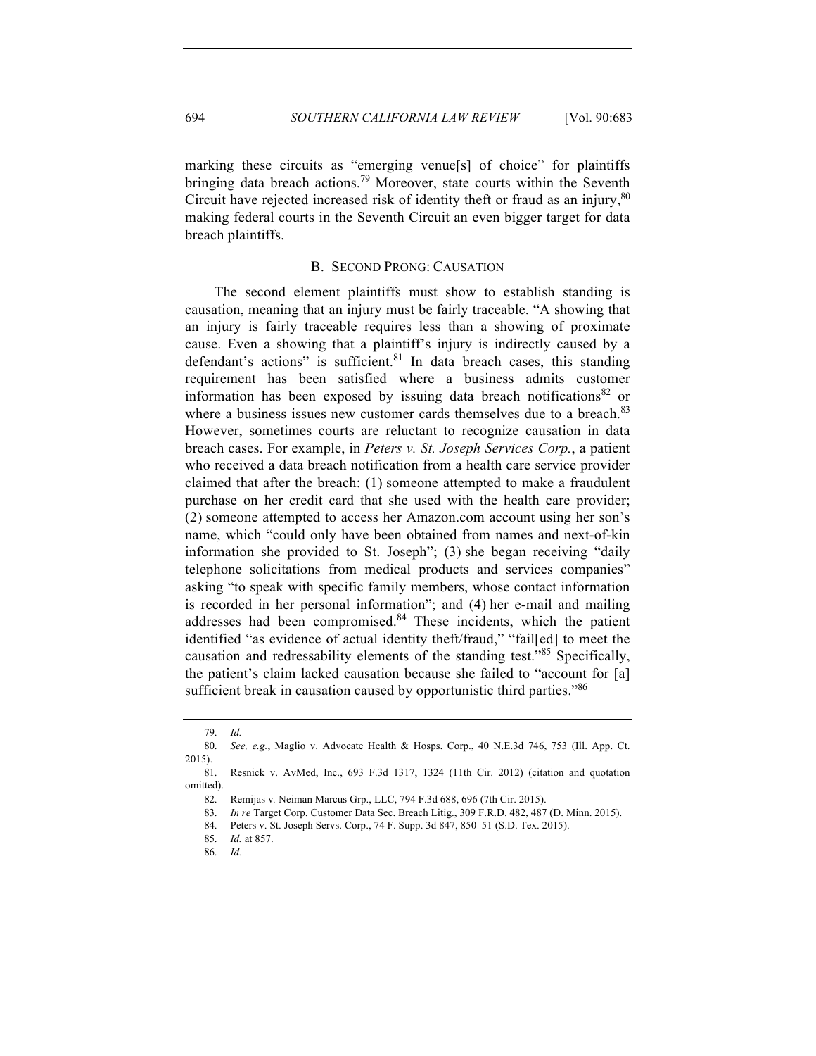marking these circuits as "emerging venue[s] of choice" for plaintiffs bringing data breach actions.[79] Moreover, state courts within the Seventh Circuit have rejected increased risk of identity theft or fraud as an injury,[80] making federal courts in the Seventh Circuit an even bigger target for data breach plaintiffs.

### B. SECOND PRONG: CAUSATION

The second element plaintiffs must show to establish standing is causation, meaning that an injury must be fairly traceable. "A showing that an injury is fairly traceable requires less than a showing of proximate cause. Even a showing that a plaintiff's injury is indirectly caused by a defendant's actions" is sufficient.[81] In data breach cases, this standing requirement has been satisfied where a business admits customer information has been exposed by issuing data breach notifications[82] or where a business issues new customer cards themselves due to a breach.[83] However, sometimes courts are reluctant to recognize causation in data breach cases. For example, in *Peters v. St. Joseph Services Corp.*, a patient who received a data breach notification from a health care service provider claimed that after the breach: (1) someone attempted to make a fraudulent purchase on her credit card that she used with the health care provider; (2) someone attempted to access her Amazon.com account using her son's name, which "could only have been obtained from names and next-of-kin information she provided to St. Joseph"; (3) she began receiving "daily telephone solicitations from medical products and services companies" asking "to speak with specific family members, whose contact information is recorded in her personal information"; and (4) her e-mail and mailing addresses had been compromised.[84] These incidents, which the patient identified "as evidence of actual identity theft/fraud," "fail[ed] to meet the causation and redressability elements of the standing test."[85] Specifically, the patient's claim lacked causation because she failed to "account for [a] sufficient break in causation caused by opportunistic third parties."[86]

---

79. *Id.*

80. *See, e.g.*, Maglio v. Advocate Health & Hosps. Corp., 40 N.E.3d 746, 753 (Ill. App. Ct. 2015).

81. Resnick v. AvMed, Inc., 693 F.3d 1317, 1324 (11th Cir. 2012) (citation and quotation omitted).

82. Remijas v. Neiman Marcus Grp., LLC, 794 F.3d 688, 696 (7th Cir. 2015).

83. *In re* Target Corp. Customer Data Sec. Breach Litig., 309 F.R.D. 482, 487 (D. Minn. 2015).

84. Peters v. St. Joseph Servs. Corp., 74 F. Supp. 3d 847, 850–51 (S.D. Tex. 2015).

85. *Id.* at 857.

86. *Id.*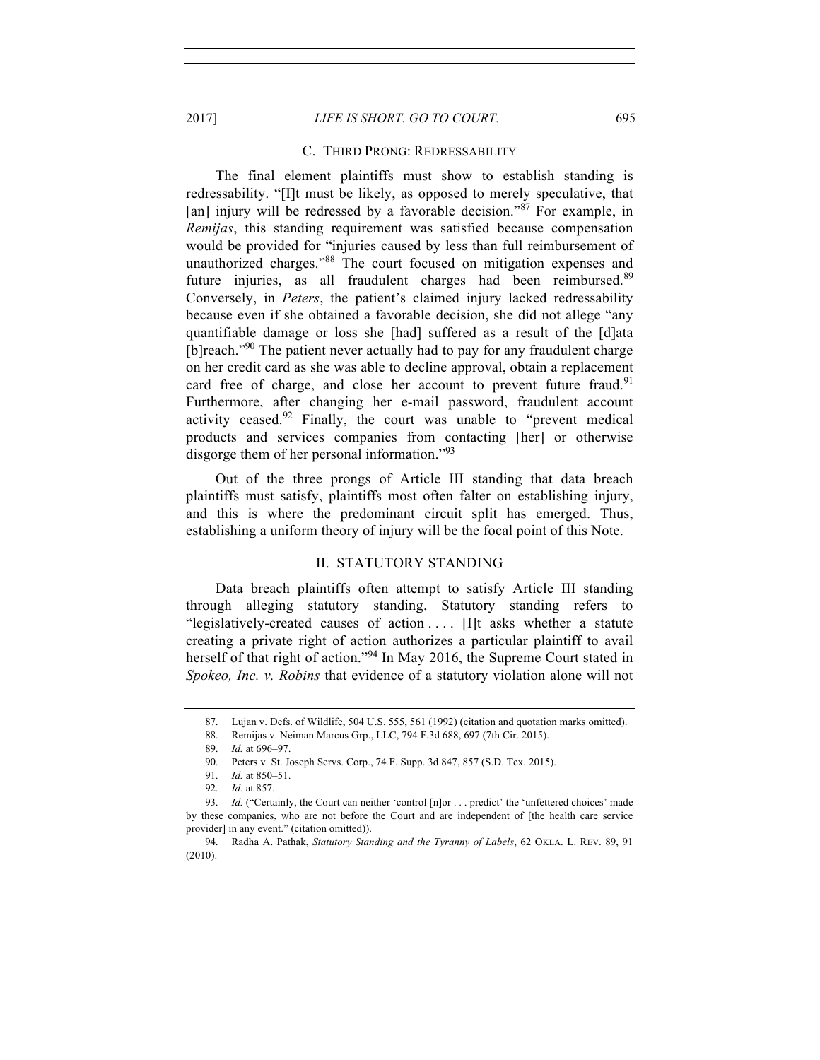### C. THIRD PRONG: REDRESSABILITY

The final element plaintiffs must show to establish standing is redressability. "[I]t must be likely, as opposed to merely speculative, that [an] injury will be redressed by a favorable decision."[87] For example, in *Remijas*, this standing requirement was satisfied because compensation would be provided for "injuries caused by less than full reimbursement of unauthorized charges."[88] The court focused on mitigation expenses and future injuries, as all fraudulent charges had been reimbursed.[89] Conversely, in *Peters*, the patient's claimed injury lacked redressability because even if she obtained a favorable decision, she did not allege "any quantifiable damage or loss she [had] suffered as a result of the [d]ata [b]reach."[90] The patient never actually had to pay for any fraudulent charge on her credit card as she was able to decline approval, obtain a replacement card free of charge, and close her account to prevent future fraud.[91] Furthermore, after changing her e-mail password, fraudulent account activity ceased.[92] Finally, the court was unable to "prevent medical products and services companies from contacting [her] or otherwise disgorge them of her personal information."[93]

Out of the three prongs of Article III standing that data breach plaintiffs must satisfy, plaintiffs most often falter on establishing injury, and this is where the predominant circuit split has emerged. Thus, establishing a uniform theory of injury will be the focal point of this Note.

## II. STATUTORY STANDING

Data breach plaintiffs often attempt to satisfy Article III standing through alleging statutory standing. Statutory standing refers to "legislatively-created causes of action . . . . [I]t asks whether a statute creating a private right of action authorizes a particular plaintiff to avail herself of that right of action."[94] In May 2016, the Supreme Court stated in *Spokeo, Inc. v. Robins* that evidence of a statutory violation alone will not

---

87. Lujan v. Defs. of Wildlife, 504 U.S. 555, 561 (1992) (citation and quotation marks omitted).

88. Remijas v. Neiman Marcus Grp., LLC, 794 F.3d 688, 697 (7th Cir. 2015).

89. *Id.* at 696–97.

90. Peters v. St. Joseph Servs. Corp., 74 F. Supp. 3d 847, 857 (S.D. Tex. 2015).

91. *Id.* at 850–51.

92. *Id.* at 857.

93. *Id.* ("Certainly, the Court can neither 'control [n]or . . . predict' the 'unfettered choices' made by these companies, who are not before the Court and are independent of [the health care service provider] in any event." (citation omitted)).

94. Radha A. Pathak, *Statutory Standing and the Tyranny of Labels*, 62 OKLA. L. REV. 89, 91 (2010).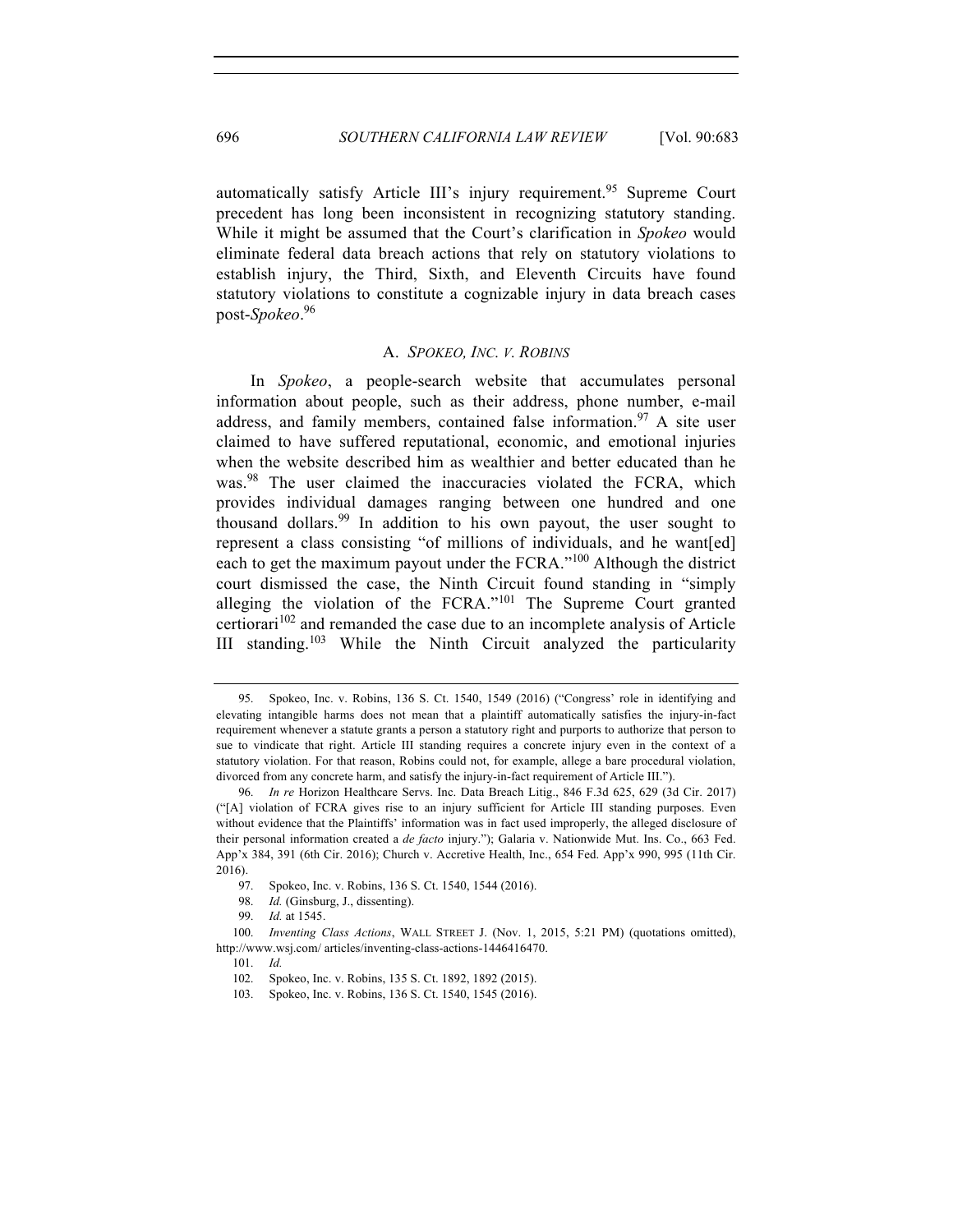automatically satisfy Article III's injury requirement.[95] Supreme Court precedent has long been inconsistent in recognizing statutory standing. While it might be assumed that the Court's clarification in *Spokeo* would eliminate federal data breach actions that rely on statutory violations to establish injury, the Third, Sixth, and Eleventh Circuits have found statutory violations to constitute a cognizable injury in data breach cases post-*Spokeo*.[96]

### A. *SPOKEO, INC. V. ROBINS*

In *Spokeo*, a people-search website that accumulates personal information about people, such as their address, phone number, e-mail address, and family members, contained false information.[97] A site user claimed to have suffered reputational, economic, and emotional injuries when the website described him as wealthier and better educated than he was.[98] The user claimed the inaccuracies violated the FCRA, which provides individual damages ranging between one hundred and one thousand dollars.[99] In addition to his own payout, the user sought to represent a class consisting "of millions of individuals, and he want[ed] each to get the maximum payout under the FCRA."[100] Although the district court dismissed the case, the Ninth Circuit found standing in "simply alleging the violation of the FCRA."[101] The Supreme Court granted certiorari[102] and remanded the case due to an incomplete analysis of Article III standing.[103] While the Ninth Circuit analyzed the particularity

---

95. Spokeo, Inc. v. Robins, 136 S. Ct. 1540, 1549 (2016) ("Congress' role in identifying and elevating intangible harms does not mean that a plaintiff automatically satisfies the injury-in-fact requirement whenever a statute grants a person a statutory right and purports to authorize that person to sue to vindicate that right. Article III standing requires a concrete injury even in the context of a statutory violation. For that reason, Robins could not, for example, allege a bare procedural violation, divorced from any concrete harm, and satisfy the injury-in-fact requirement of Article III.").

96. *In re* Horizon Healthcare Servs. Inc. Data Breach Litig., 846 F.3d 625, 629 (3d Cir. 2017) ("[A] violation of FCRA gives rise to an injury sufficient for Article III standing purposes. Even without evidence that the Plaintiffs' information was in fact used improperly, the alleged disclosure of their personal information created a *de facto* injury."); Galaria v. Nationwide Mut. Ins. Co., 663 Fed. App'x 384, 391 (6th Cir. 2016); Church v. Accretive Health, Inc., 654 Fed. App'x 990, 995 (11th Cir. 2016).

97. Spokeo, Inc. v. Robins, 136 S. Ct. 1540, 1544 (2016).

98. *Id.* (Ginsburg, J., dissenting).

99. *Id.* at 1545.

100. *Inventing Class Actions*, WALL STREET J. (Nov. 1, 2015, 5:21 PM) (quotations omitted), http://www.wsj.com/ articles/inventing-class-actions-1446416470.

101. *Id.*

102. Spokeo, Inc. v. Robins, 135 S. Ct. 1892, 1892 (2015).

103. Spokeo, Inc. v. Robins, 136 S. Ct. 1540, 1545 (2016).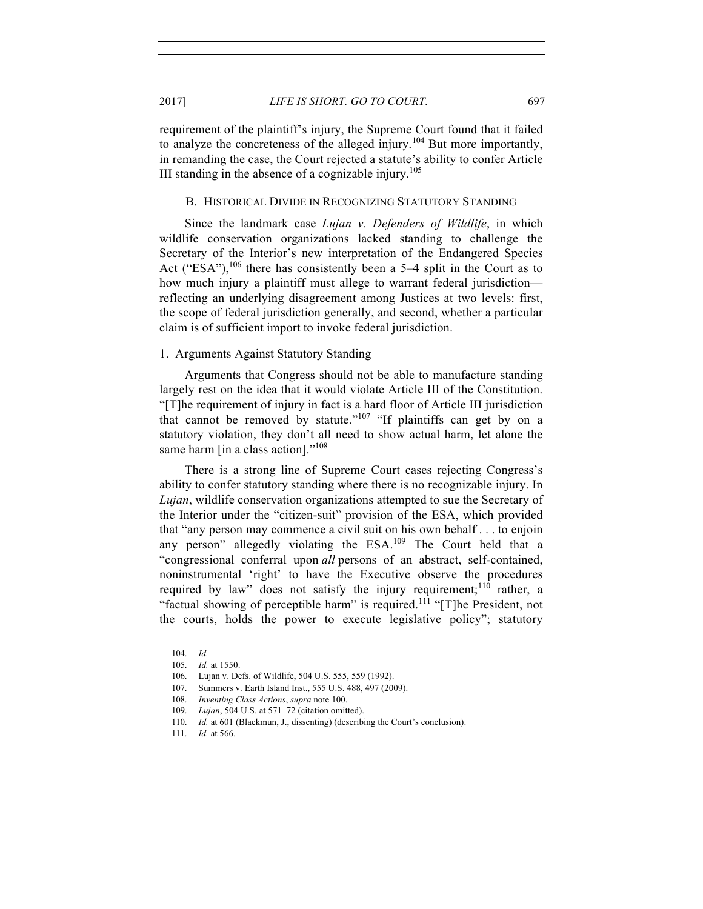requirement of the plaintiff's injury, the Supreme Court found that it failed to analyze the concreteness of the alleged injury.[104] But more importantly, in remanding the case, the Court rejected a statute's ability to confer Article III standing in the absence of a cognizable injury.[105]

### B. Historical Divide in Recognizing Statutory Standing

Since the landmark case *Lujan v. Defenders of Wildlife*, in which wildlife conservation organizations lacked standing to challenge the Secretary of the Interior's new interpretation of the Endangered Species Act ("ESA"),[106] there has consistently been a 5–4 split in the Court as to how much injury a plaintiff must allege to warrant federal jurisdiction—reflecting an underlying disagreement among Justices at two levels: first, the scope of federal jurisdiction generally, and second, whether a particular claim is of sufficient import to invoke federal jurisdiction.

#### 1. Arguments Against Statutory Standing

Arguments that Congress should not be able to manufacture standing largely rest on the idea that it would violate Article III of the Constitution. "[T]he requirement of injury in fact is a hard floor of Article III jurisdiction that cannot be removed by statute."[107] "If plaintiffs can get by on a statutory violation, they don't all need to show actual harm, let alone the same harm [in a class action]."[108]

There is a strong line of Supreme Court cases rejecting Congress's ability to confer statutory standing where there is no recognizable injury. In *Lujan*, wildlife conservation organizations attempted to sue the Secretary of the Interior under the "citizen-suit" provision of the ESA, which provided that "any person may commence a civil suit on his own behalf . . . to enjoin any person" allegedly violating the ESA.[109] The Court held that a "congressional conferral upon *all* persons of an abstract, self-contained, noninstrumental 'right' to have the Executive observe the procedures required by law" does not satisfy the injury requirement;[110] rather, a "factual showing of perceptible harm" is required.[111] "[T]he President, not the courts, holds the power to execute legislative policy"; statutory

---

104. *Id.*

105. *Id.* at 1550.

106. Lujan v. Defs. of Wildlife, 504 U.S. 555, 559 (1992).

107. Summers v. Earth Island Inst., 555 U.S. 488, 497 (2009).

108. *Inventing Class Actions*, *supra* note 100.

109. *Lujan*, 504 U.S. at 571–72 (citation omitted).

110. *Id.* at 601 (Blackmun, J., dissenting) (describing the Court's conclusion).

111. *Id.* at 566.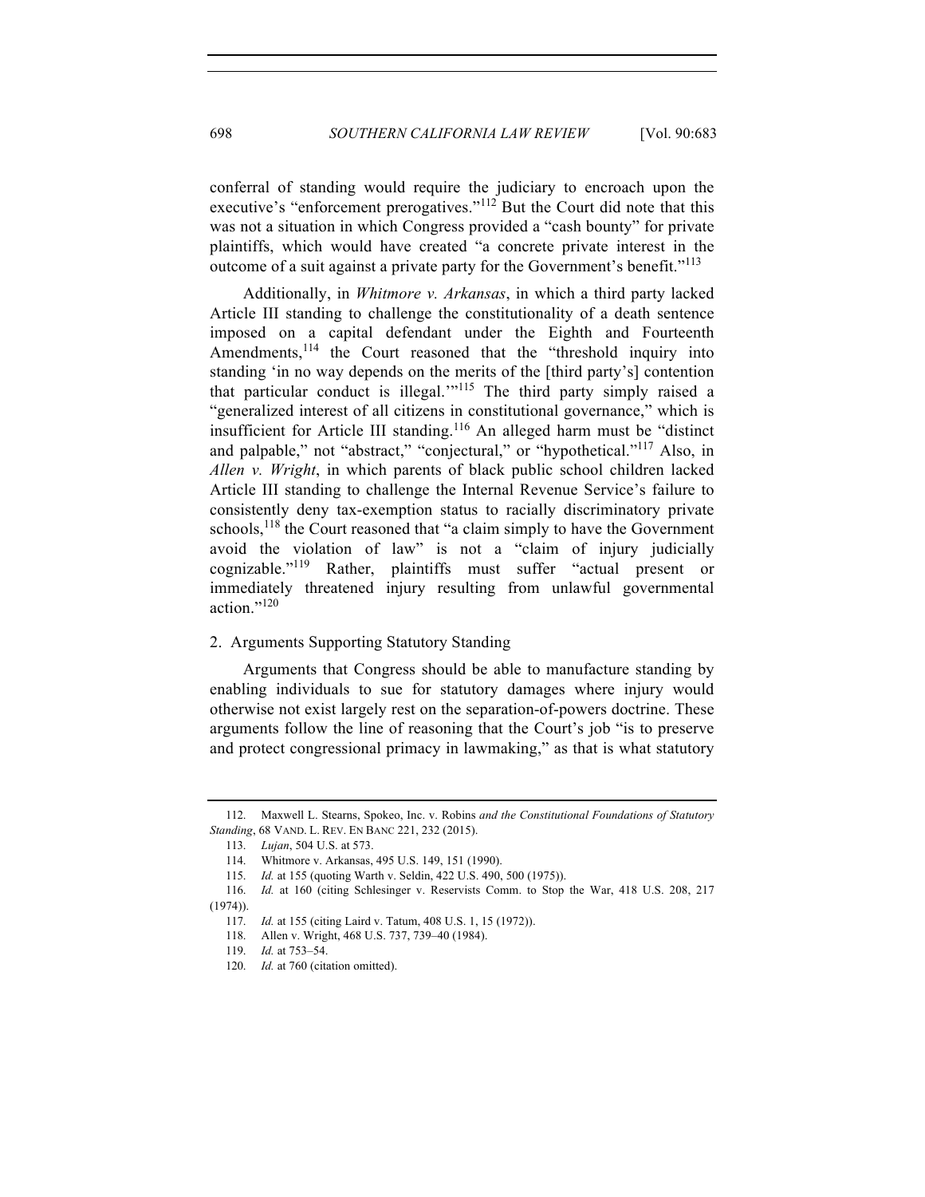conferral of standing would require the judiciary to encroach upon the executive's "enforcement prerogatives."[112] But the Court did note that this was not a situation in which Congress provided a "cash bounty" for private plaintiffs, which would have created "a concrete private interest in the outcome of a suit against a private party for the Government's benefit."[113]

Additionally, in *Whitmore v. Arkansas*, in which a third party lacked Article III standing to challenge the constitutionality of a death sentence imposed on a capital defendant under the Eighth and Fourteenth Amendments,[114] the Court reasoned that the "threshold inquiry into standing 'in no way depends on the merits of the [third party's] contention that particular conduct is illegal.'"[115] The third party simply raised a "generalized interest of all citizens in constitutional governance," which is insufficient for Article III standing.[116] An alleged harm must be "distinct and palpable," not "abstract," "conjectural," or "hypothetical."[117] Also, in *Allen v. Wright*, in which parents of black public school children lacked Article III standing to challenge the Internal Revenue Service's failure to consistently deny tax-exemption status to racially discriminatory private schools,[118] the Court reasoned that "a claim simply to have the Government avoid the violation of law" is not a "claim of injury judicially cognizable."[119] Rather, plaintiffs must suffer "actual present or immediately threatened injury resulting from unlawful governmental action."[120]

### 2. Arguments Supporting Statutory Standing

Arguments that Congress should be able to manufacture standing by enabling individuals to sue for statutory damages where injury would otherwise not exist largely rest on the separation-of-powers doctrine. These arguments follow the line of reasoning that the Court's job "is to preserve and protect congressional primacy in lawmaking," as that is what statutory

---

112. Maxwell L. Stearns, Spokeo, Inc. v. Robins *and the Constitutional Foundations of Statutory Standing*, 68 VAND. L. REV. EN BANC 221, 232 (2015).

113. *Lujan*, 504 U.S. at 573.

114. Whitmore v. Arkansas, 495 U.S. 149, 151 (1990).

115. *Id.* at 155 (quoting Warth v. Seldin, 422 U.S. 490, 500 (1975)).

116. *Id.* at 160 (citing Schlesinger v. Reservists Comm. to Stop the War, 418 U.S. 208, 217 (1974)).

117. *Id.* at 155 (citing Laird v. Tatum, 408 U.S. 1, 15 (1972)).

118. Allen v. Wright, 468 U.S. 737, 739–40 (1984).

119. *Id.* at 753–54.

120. *Id.* at 760 (citation omitted).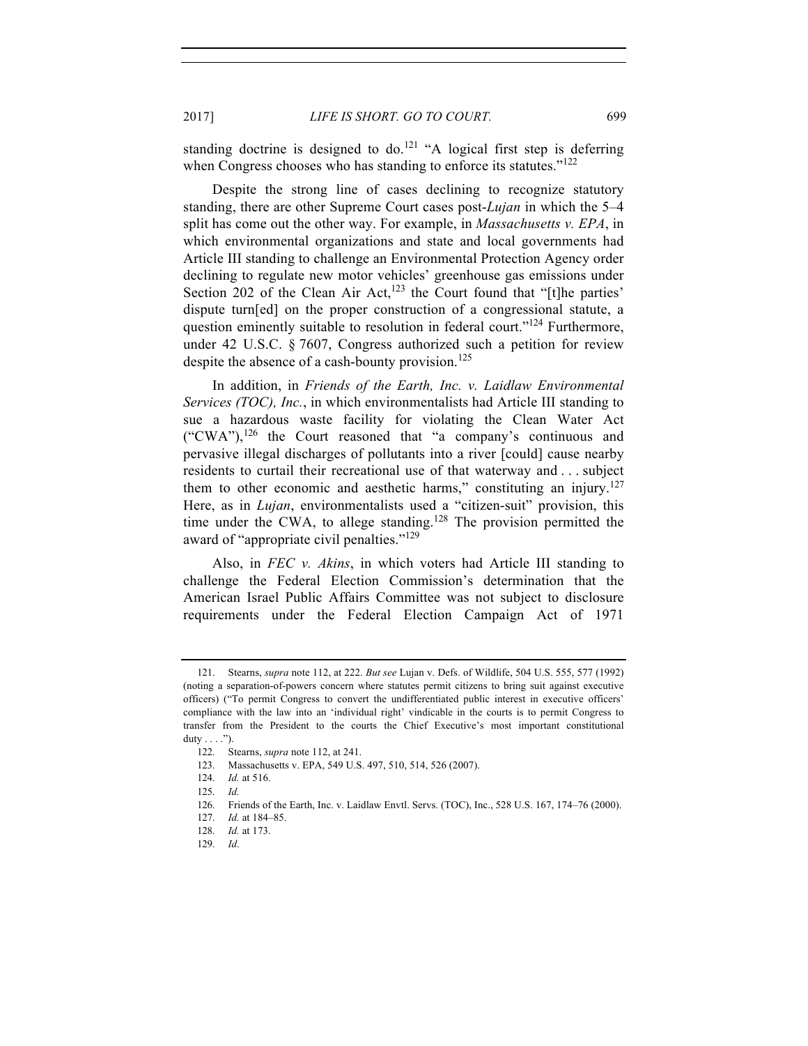standing doctrine is designed to do.[121] "A logical first step is deferring when Congress chooses who has standing to enforce its statutes."[122]

Despite the strong line of cases declining to recognize statutory standing, there are other Supreme Court cases post-*Lujan* in which the 5–4 split has come out the other way. For example, in *Massachusetts v. EPA*, in which environmental organizations and state and local governments had Article III standing to challenge an Environmental Protection Agency order declining to regulate new motor vehicles' greenhouse gas emissions under Section 202 of the Clean Air Act,[123] the Court found that "[t]he parties' dispute turn[ed] on the proper construction of a congressional statute, a question eminently suitable to resolution in federal court."[124] Furthermore, under 42 U.S.C. § 7607, Congress authorized such a petition for review despite the absence of a cash-bounty provision.[125]

In addition, in *Friends of the Earth, Inc. v. Laidlaw Environmental Services (TOC), Inc.*, in which environmentalists had Article III standing to sue a hazardous waste facility for violating the Clean Water Act ("CWA"),[126] the Court reasoned that "a company's continuous and pervasive illegal discharges of pollutants into a river [could] cause nearby residents to curtail their recreational use of that waterway and . . . subject them to other economic and aesthetic harms," constituting an injury.[127] Here, as in *Lujan*, environmentalists used a "citizen-suit" provision, this time under the CWA, to allege standing.[128] The provision permitted the award of "appropriate civil penalties."[129]

Also, in *FEC v. Akins*, in which voters had Article III standing to challenge the Federal Election Commission's determination that the American Israel Public Affairs Committee was not subject to disclosure requirements under the Federal Election Campaign Act of 1971

---

121. Stearns, *supra* note 112, at 222. *But see* Lujan v. Defs. of Wildlife, 504 U.S. 555, 577 (1992) (noting a separation-of-powers concern where statutes permit citizens to bring suit against executive officers) ("To permit Congress to convert the undifferentiated public interest in executive officers' compliance with the law into an 'individual right' vindicable in the courts is to permit Congress to transfer from the President to the courts the Chief Executive's most important constitutional duty . . . .").

122. Stearns, *supra* note 112, at 241.

123. Massachusetts v. EPA, 549 U.S. 497, 510, 514, 526 (2007).

124. *Id.* at 516.

125. *Id.*

126. Friends of the Earth, Inc. v. Laidlaw Envtl. Servs. (TOC), Inc., 528 U.S. 167, 174–76 (2000).

127. *Id.* at 184–85.

128. *Id.* at 173.

129. *Id*.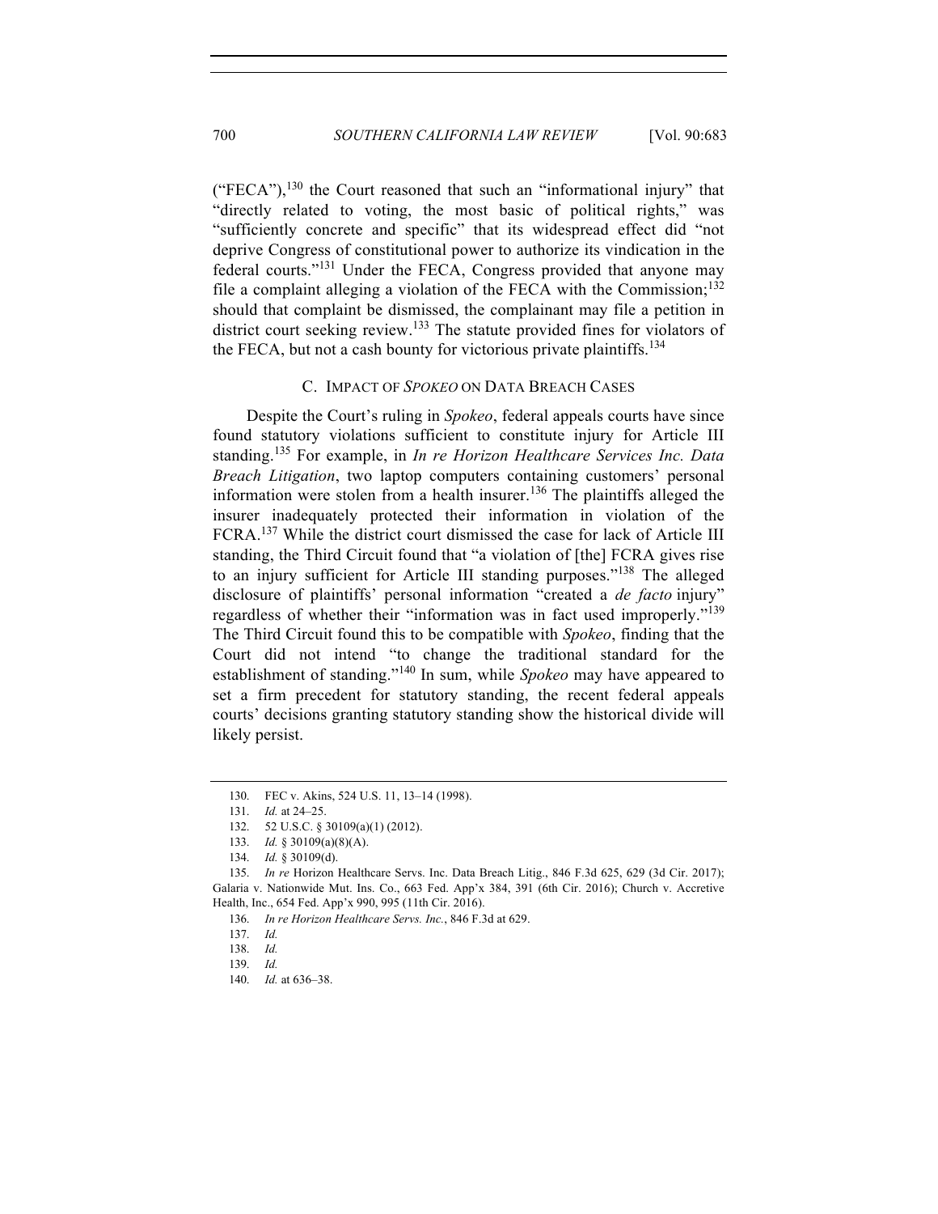("FECA"),[130] the Court reasoned that such an "informational injury" that "directly related to voting, the most basic of political rights," was "sufficiently concrete and specific" that its widespread effect did "not deprive Congress of constitutional power to authorize its vindication in the federal courts."[131] Under the FECA, Congress provided that anyone may file a complaint alleging a violation of the FECA with the Commission;[132] should that complaint be dismissed, the complainant may file a petition in district court seeking review.[133] The statute provided fines for violators of the FECA, but not a cash bounty for victorious private plaintiffs.[134]

### C. IMPACT OF *SPOKEO* ON DATA BREACH CASES

Despite the Court's ruling in *Spokeo*, federal appeals courts have since found statutory violations sufficient to constitute injury for Article III standing.[135] For example, in *In re Horizon Healthcare Services Inc. Data Breach Litigation*, two laptop computers containing customers' personal information were stolen from a health insurer.[136] The plaintiffs alleged the insurer inadequately protected their information in violation of the FCRA.[137] While the district court dismissed the case for lack of Article III standing, the Third Circuit found that "a violation of [the] FCRA gives rise to an injury sufficient for Article III standing purposes."[138] The alleged disclosure of plaintiffs' personal information "created a *de facto* injury" regardless of whether their "information was in fact used improperly."[139] The Third Circuit found this to be compatible with *Spokeo*, finding that the Court did not intend "to change the traditional standard for the establishment of standing."[140] In sum, while *Spokeo* may have appeared to set a firm precedent for statutory standing, the recent federal appeals courts' decisions granting statutory standing show the historical divide will likely persist.

---

130. FEC v. Akins, 524 U.S. 11, 13–14 (1998).

131. *Id.* at 24–25.

132. 52 U.S.C. § 30109(a)(1) (2012).

133. *Id.* § 30109(a)(8)(A).

134. *Id.* § 30109(d).

135. *In re* Horizon Healthcare Servs. Inc. Data Breach Litig., 846 F.3d 625, 629 (3d Cir. 2017); Galaria v. Nationwide Mut. Ins. Co., 663 Fed. App'x 384, 391 (6th Cir. 2016); Church v. Accretive Health, Inc., 654 Fed. App'x 990, 995 (11th Cir. 2016).

136. *In re Horizon Healthcare Servs. Inc.*, 846 F.3d at 629.

137. *Id.*

138. *Id.*

139. *Id.*

140. *Id.* at 636–38.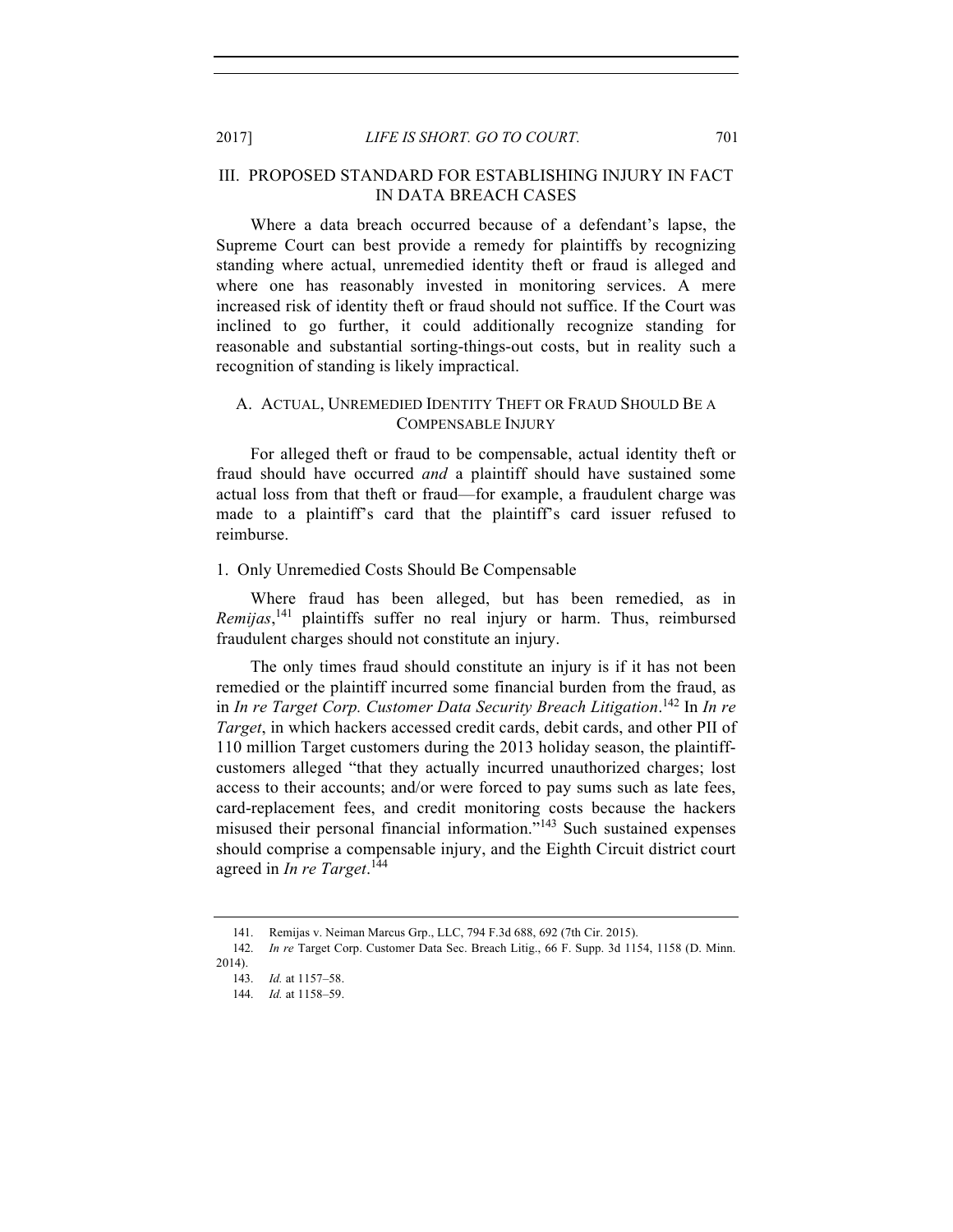## III. PROPOSED STANDARD FOR ESTABLISHING INJURY IN FACT IN DATA BREACH CASES

Where a data breach occurred because of a defendant's lapse, the Supreme Court can best provide a remedy for plaintiffs by recognizing standing where actual, unremedied identity theft or fraud is alleged and where one has reasonably invested in monitoring services. A mere increased risk of identity theft or fraud should not suffice. If the Court was inclined to go further, it could additionally recognize standing for reasonable and substantial sorting-things-out costs, but in reality such a recognition of standing is likely impractical.

### A. ACTUAL, UNREMEDIED IDENTITY THEFT OR FRAUD SHOULD BE A COMPENSABLE INJURY

For alleged theft or fraud to be compensable, actual identity theft or fraud should have occurred *and* a plaintiff should have sustained some actual loss from that theft or fraud—for example, a fraudulent charge was made to a plaintiff's card that the plaintiff's card issuer refused to reimburse.

#### 1. Only Unremedied Costs Should Be Compensable

Where fraud has been alleged, but has been remedied, as in *Remijas*,[141] plaintiffs suffer no real injury or harm. Thus, reimbursed fraudulent charges should not constitute an injury.

The only times fraud should constitute an injury is if it has not been remedied or the plaintiff incurred some financial burden from the fraud, as in *In re Target Corp. Customer Data Security Breach Litigation*.[142] In *In re Target*, in which hackers accessed credit cards, debit cards, and other PII of 110 million Target customers during the 2013 holiday season, the plaintiff-customers alleged "that they actually incurred unauthorized charges; lost access to their accounts; and/or were forced to pay sums such as late fees, card-replacement fees, and credit monitoring costs because the hackers misused their personal financial information."[143] Such sustained expenses should comprise a compensable injury, and the Eighth Circuit district court agreed in *In re Target*.[144]

---

141. Remijas v. Neiman Marcus Grp., LLC, 794 F.3d 688, 692 (7th Cir. 2015).

142. *In re* Target Corp. Customer Data Sec. Breach Litig., 66 F. Supp. 3d 1154, 1158 (D. Minn. 2014).

143. *Id.* at 1157–58.

144. *Id.* at 1158–59.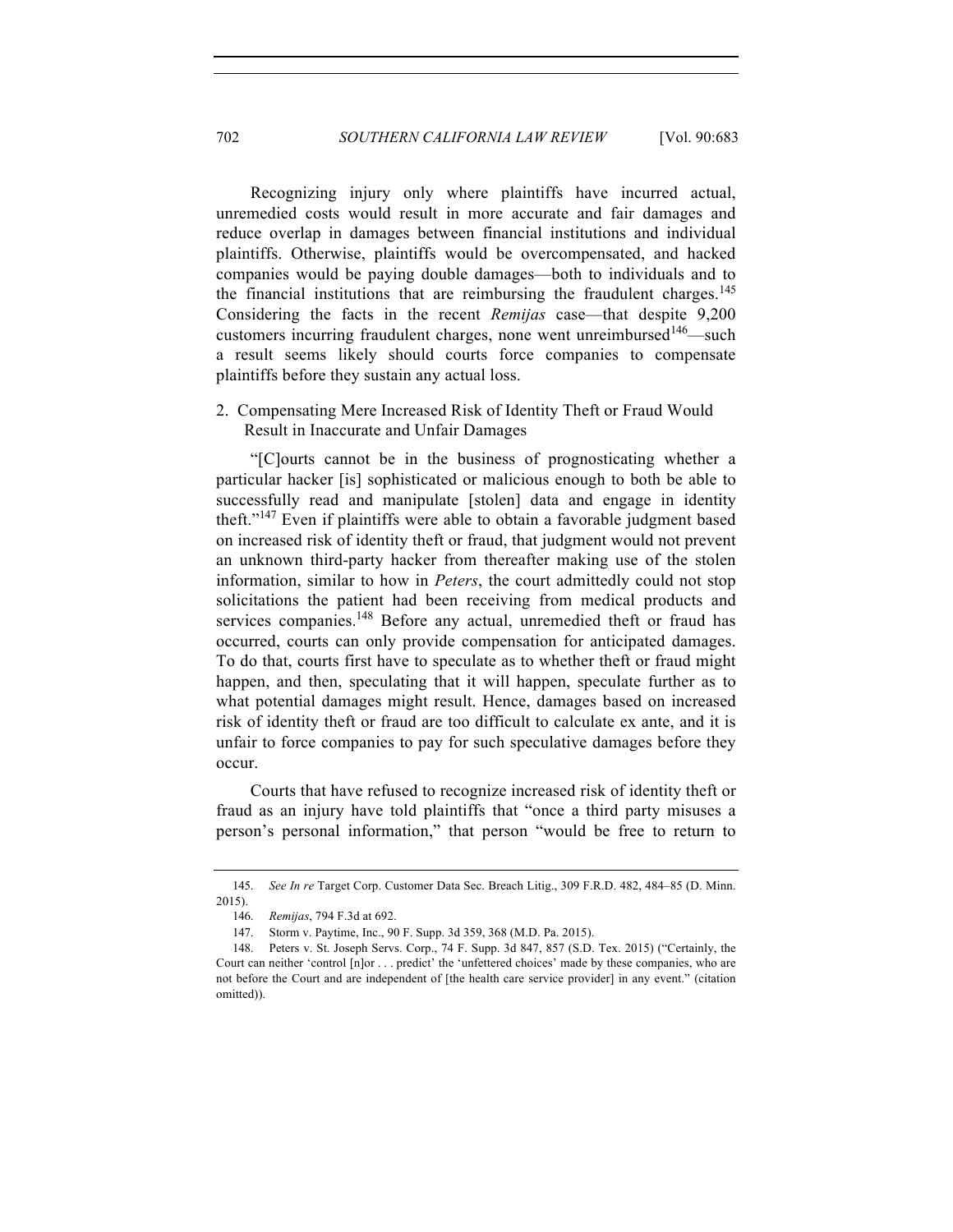Recognizing injury only where plaintiffs have incurred actual, unremedied costs would result in more accurate and fair damages and reduce overlap in damages between financial institutions and individual plaintiffs. Otherwise, plaintiffs would be overcompensated, and hacked companies would be paying double damages—both to individuals and to the financial institutions that are reimbursing the fraudulent charges.[145] Considering the facts in the recent *Remijas* case—that despite 9,200 customers incurring fraudulent charges, none went unreimbursed[146]—such a result seems likely should courts force companies to compensate plaintiffs before they sustain any actual loss.

### 2. Compensating Mere Increased Risk of Identity Theft or Fraud Would Result in Inaccurate and Unfair Damages

"[C]ourts cannot be in the business of prognosticating whether a particular hacker [is] sophisticated or malicious enough to both be able to successfully read and manipulate [stolen] data and engage in identity theft."[147] Even if plaintiffs were able to obtain a favorable judgment based on increased risk of identity theft or fraud, that judgment would not prevent an unknown third-party hacker from thereafter making use of the stolen information, similar to how in *Peters*, the court admittedly could not stop solicitations the patient had been receiving from medical products and services companies.[148] Before any actual, unremedied theft or fraud has occurred, courts can only provide compensation for anticipated damages. To do that, courts first have to speculate as to whether theft or fraud might happen, and then, speculating that it will happen, speculate further as to what potential damages might result. Hence, damages based on increased risk of identity theft or fraud are too difficult to calculate ex ante, and it is unfair to force companies to pay for such speculative damages before they occur.

Courts that have refused to recognize increased risk of identity theft or fraud as an injury have told plaintiffs that "once a third party misuses a person's personal information," that person "would be free to return to

---

145. *See In re* Target Corp. Customer Data Sec. Breach Litig., 309 F.R.D. 482, 484–85 (D. Minn. 2015).

146. *Remijas*, 794 F.3d at 692.

147. Storm v. Paytime, Inc., 90 F. Supp. 3d 359, 368 (M.D. Pa. 2015).

148. Peters v. St. Joseph Servs. Corp., 74 F. Supp. 3d 847, 857 (S.D. Tex. 2015) ("Certainly, the Court can neither 'control [n]or . . . predict' the 'unfettered choices' made by these companies, who are not before the Court and are independent of [the health care service provider] in any event." (citation omitted)).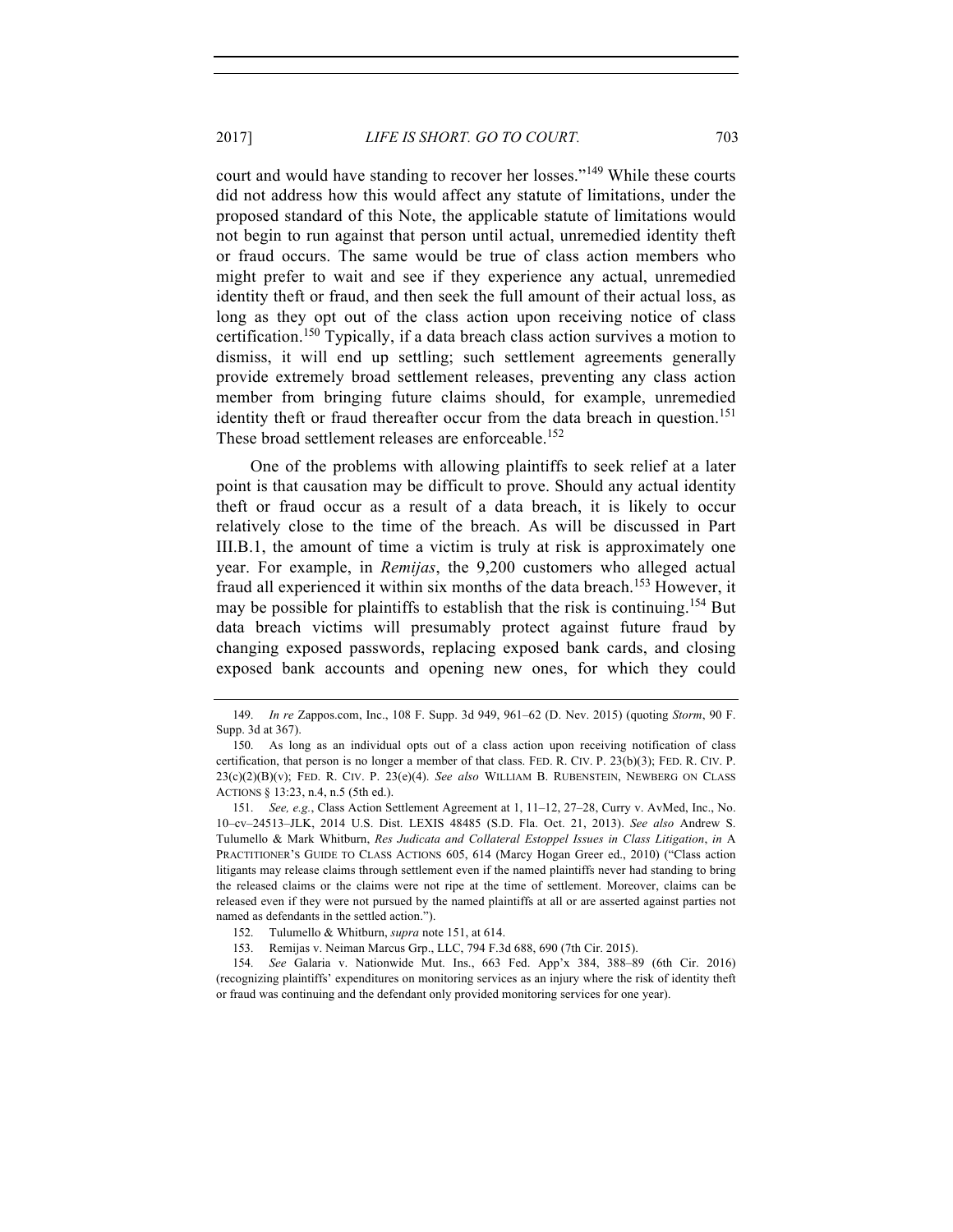court and would have standing to recover her losses."[149] While these courts did not address how this would affect any statute of limitations, under the proposed standard of this Note, the applicable statute of limitations would not begin to run against that person until actual, unremedied identity theft or fraud occurs. The same would be true of class action members who might prefer to wait and see if they experience any actual, unremedied identity theft or fraud, and then seek the full amount of their actual loss, as long as they opt out of the class action upon receiving notice of class certification.[150] Typically, if a data breach class action survives a motion to dismiss, it will end up settling; such settlement agreements generally provide extremely broad settlement releases, preventing any class action member from bringing future claims should, for example, unremedied identity theft or fraud thereafter occur from the data breach in question.[151] These broad settlement releases are enforceable.[152]

One of the problems with allowing plaintiffs to seek relief at a later point is that causation may be difficult to prove. Should any actual identity theft or fraud occur as a result of a data breach, it is likely to occur relatively close to the time of the breach. As will be discussed in Part III.B.1, the amount of time a victim is truly at risk is approximately one year. For example, in *Remijas*, the 9,200 customers who alleged actual fraud all experienced it within six months of the data breach.[153] However, it may be possible for plaintiffs to establish that the risk is continuing.[154] But data breach victims will presumably protect against future fraud by changing exposed passwords, replacing exposed bank cards, and closing exposed bank accounts and opening new ones, for which they could

---

149. *In re* Zappos.com, Inc., 108 F. Supp. 3d 949, 961–62 (D. Nev. 2015) (quoting *Storm*, 90 F. Supp. 3d at 367).

150. As long as an individual opts out of a class action upon receiving notification of class certification, that person is no longer a member of that class. FED. R. CIV. P. 23(b)(3); FED. R. CIV. P. 23(c)(2)(B)(v); FED. R. CIV. P. 23(e)(4). *See also* WILLIAM B. RUBENSTEIN, NEWBERG ON CLASS ACTIONS § 13:23, n.4, n.5 (5th ed.).

151. *See, e.g.*, Class Action Settlement Agreement at 1, 11–12, 27–28, Curry v. AvMed, Inc., No. 10–cv–24513–JLK, 2014 U.S. Dist. LEXIS 48485 (S.D. Fla. Oct. 21, 2013). *See also* Andrew S. Tulumello & Mark Whitburn, *Res Judicata and Collateral Estoppel Issues in Class Litigation*, *in* A PRACTITIONER'S GUIDE TO CLASS ACTIONS 605, 614 (Marcy Hogan Greer ed., 2010) ("Class action litigants may release claims through settlement even if the named plaintiffs never had standing to bring the released claims or the claims were not ripe at the time of settlement. Moreover, claims can be released even if they were not pursued by the named plaintiffs at all or are asserted against parties not named as defendants in the settled action.").

152. Tulumello & Whitburn, *supra* note 151, at 614.

153. Remijas v. Neiman Marcus Grp., LLC, 794 F.3d 688, 690 (7th Cir. 2015).

154. *See* Galaria v. Nationwide Mut. Ins., 663 Fed. App'x 384, 388–89 (6th Cir. 2016) (recognizing plaintiffs' expenditures on monitoring services as an injury where the risk of identity theft or fraud was continuing and the defendant only provided monitoring services for one year).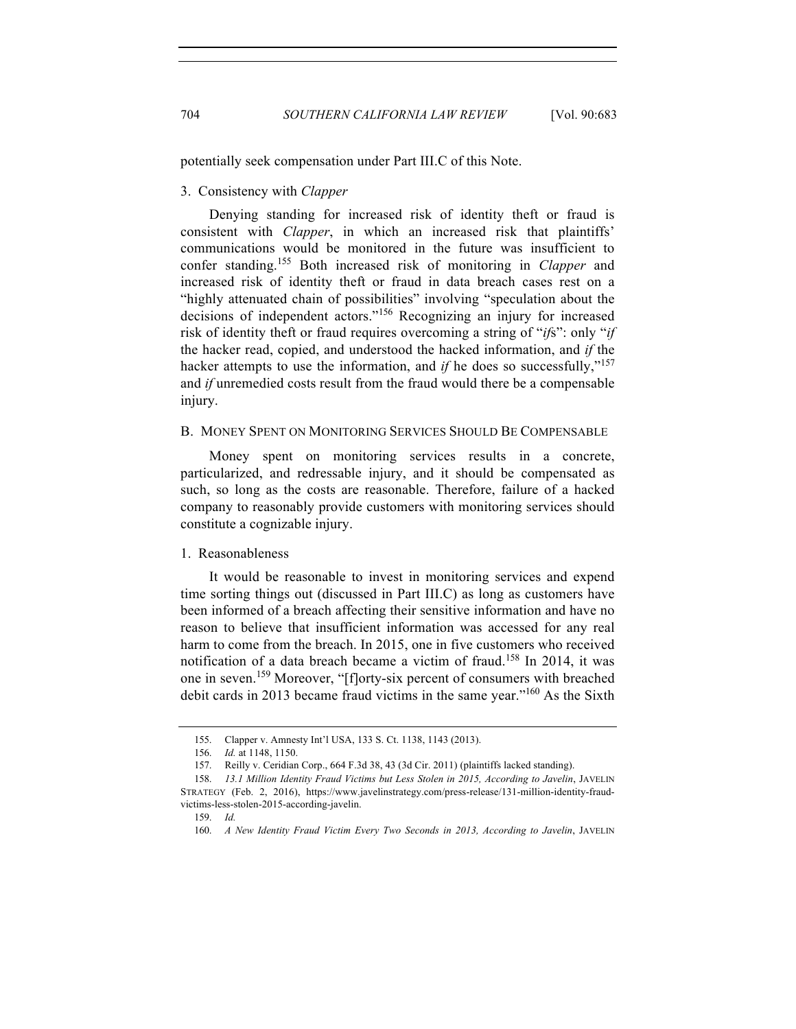potentially seek compensation under Part III.C of this Note.

### 3. Consistency with *Clapper*

Denying standing for increased risk of identity theft or fraud is consistent with *Clapper*, in which an increased risk that plaintiffs' communications would be monitored in the future was insufficient to confer standing.[155] Both increased risk of monitoring in *Clapper* and increased risk of identity theft or fraud in data breach cases rest on a "highly attenuated chain of possibilities" involving "speculation about the decisions of independent actors."[156] Recognizing an injury for increased risk of identity theft or fraud requires overcoming a string of "*if*s": only "*if* the hacker read, copied, and understood the hacked information, and *if* the hacker attempts to use the information, and *if* he does so successfully,"[157] and *if* unremedied costs result from the fraud would there be a compensable injury.

## B. Money Spent on Monitoring Services Should Be Compensable

Money spent on monitoring services results in a concrete, particularized, and redressable injury, and it should be compensated as such, so long as the costs are reasonable. Therefore, failure of a hacked company to reasonably provide customers with monitoring services should constitute a cognizable injury.

### 1. Reasonableness

It would be reasonable to invest in monitoring services and expend time sorting things out (discussed in Part III.C) as long as customers have been informed of a breach affecting their sensitive information and have no reason to believe that insufficient information was accessed for any real harm to come from the breach. In 2015, one in five customers who received notification of a data breach became a victim of fraud.[158] In 2014, it was one in seven.[159] Moreover, "[f]orty-six percent of consumers with breached debit cards in 2013 became fraud victims in the same year."[160] As the Sixth

---

155. Clapper v. Amnesty Int'l USA, 133 S. Ct. 1138, 1143 (2013).

156. *Id.* at 1148, 1150.

157. Reilly v. Ceridian Corp., 664 F.3d 38, 43 (3d Cir. 2011) (plaintiffs lacked standing).

158. *13.1 Million Identity Fraud Victims but Less Stolen in 2015, According to Javelin*, JAVELIN STRATEGY (Feb. 2, 2016), https://www.javelinstrategy.com/press-release/131-million-identity-fraud-victims-less-stolen-2015-according-javelin.

159. *Id.*

160. *A New Identity Fraud Victim Every Two Seconds in 2013, According to Javelin*, JAVELIN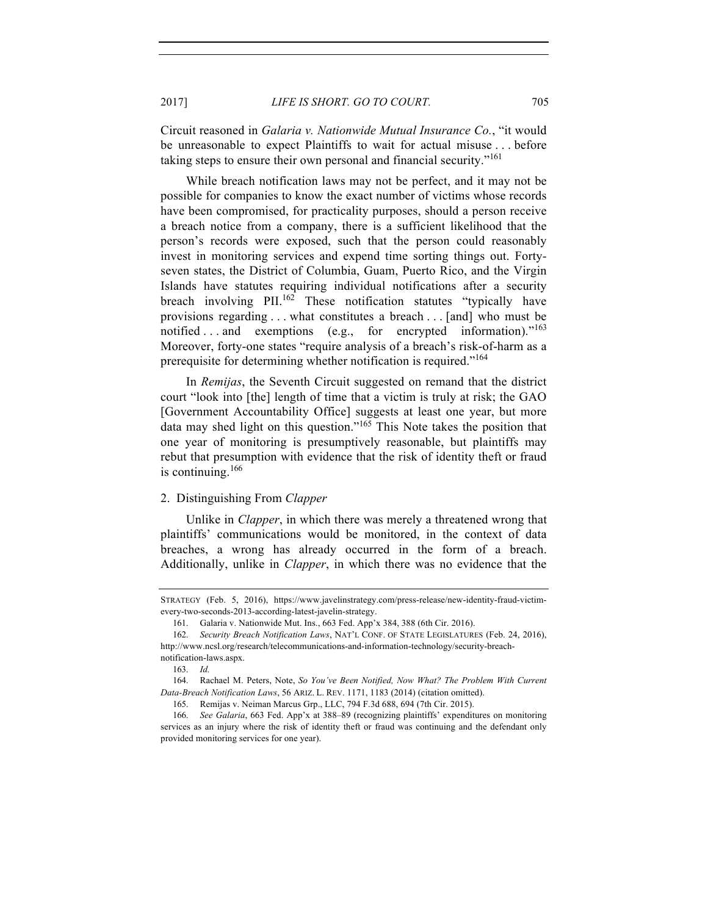Circuit reasoned in *Galaria v. Nationwide Mutual Insurance Co.*, "it would be unreasonable to expect Plaintiffs to wait for actual misuse . . . before taking steps to ensure their own personal and financial security."[161]

While breach notification laws may not be perfect, and it may not be possible for companies to know the exact number of victims whose records have been compromised, for practicality purposes, should a person receive a breach notice from a company, there is a sufficient likelihood that the person's records were exposed, such that the person could reasonably invest in monitoring services and expend time sorting things out. Forty-seven states, the District of Columbia, Guam, Puerto Rico, and the Virgin Islands have statutes requiring individual notifications after a security breach involving PII.[162] These notification statutes "typically have provisions regarding . . . what constitutes a breach . . . [and] who must be notified . . . and exemptions (e.g., for encrypted information)."[163] Moreover, forty-one states "require analysis of a breach's risk-of-harm as a prerequisite for determining whether notification is required."[164]

In *Remijas*, the Seventh Circuit suggested on remand that the district court "look into [the] length of time that a victim is truly at risk; the GAO [Government Accountability Office] suggests at least one year, but more data may shed light on this question."[165] This Note takes the position that one year of monitoring is presumptively reasonable, but plaintiffs may rebut that presumption with evidence that the risk of identity theft or fraud is continuing.[166]

### 2. Distinguishing From *Clapper*

Unlike in *Clapper*, in which there was merely a threatened wrong that plaintiffs' communications would be monitored, in the context of data breaches, a wrong has already occurred in the form of a breach. Additionally, unlike in *Clapper*, in which there was no evidence that the

---

STRATEGY (Feb. 5, 2016), https://www.javelinstrategy.com/press-release/new-identity-fraud-victim-every-two-seconds-2013-according-latest-javelin-strategy.

161. Galaria v. Nationwide Mut. Ins., 663 Fed. App'x 384, 388 (6th Cir. 2016).

162. *Security Breach Notification Laws*, NAT'L CONF. OF STATE LEGISLATURES (Feb. 24, 2016), http://www.ncsl.org/research/telecommunications-and-information-technology/security-breach-notification-laws.aspx.

163. *Id.*

164. Rachael M. Peters, Note, *So You've Been Notified, Now What? The Problem With Current Data-Breach Notification Laws*, 56 ARIZ. L. REV. 1171, 1183 (2014) (citation omitted).

165. Remijas v. Neiman Marcus Grp., LLC, 794 F.3d 688, 694 (7th Cir. 2015).

166. *See Galaria*, 663 Fed. App'x at 388–89 (recognizing plaintiffs' expenditures on monitoring services as an injury where the risk of identity theft or fraud was continuing and the defendant only provided monitoring services for one year).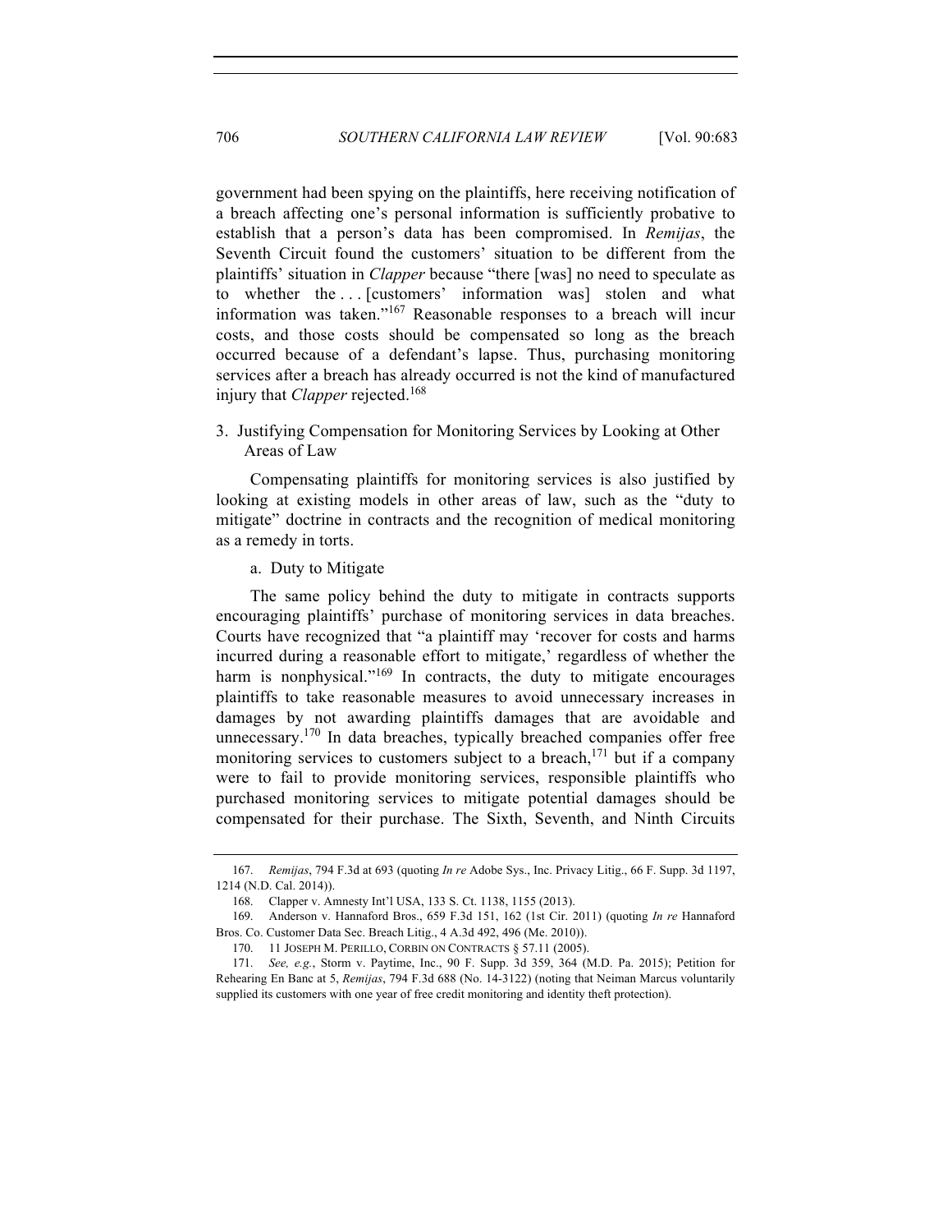government had been spying on the plaintiffs, here receiving notification of a breach affecting one's personal information is sufficiently probative to establish that a person's data has been compromised. In *Remijas*, the Seventh Circuit found the customers' situation to be different from the plaintiffs' situation in *Clapper* because "there [was] no need to speculate as to whether the . . . [customers' information was] stolen and what information was taken."[167] Reasonable responses to a breach will incur costs, and those costs should be compensated so long as the breach occurred because of a defendant's lapse. Thus, purchasing monitoring services after a breach has already occurred is not the kind of manufactured injury that *Clapper* rejected.[168]

### 3. Justifying Compensation for Monitoring Services by Looking at Other Areas of Law

Compensating plaintiffs for monitoring services is also justified by looking at existing models in other areas of law, such as the "duty to mitigate" doctrine in contracts and the recognition of medical monitoring as a remedy in torts.

#### a. Duty to Mitigate

The same policy behind the duty to mitigate in contracts supports encouraging plaintiffs' purchase of monitoring services in data breaches. Courts have recognized that "a plaintiff may 'recover for costs and harms incurred during a reasonable effort to mitigate,' regardless of whether the harm is nonphysical."[169] In contracts, the duty to mitigate encourages plaintiffs to take reasonable measures to avoid unnecessary increases in damages by not awarding plaintiffs damages that are avoidable and unnecessary.[170] In data breaches, typically breached companies offer free monitoring services to customers subject to a breach,[171] but if a company were to fail to provide monitoring services, responsible plaintiffs who purchased monitoring services to mitigate potential damages should be compensated for their purchase. The Sixth, Seventh, and Ninth Circuits

---

167. *Remijas*, 794 F.3d at 693 (quoting *In re* Adobe Sys., Inc. Privacy Litig., 66 F. Supp. 3d 1197, 1214 (N.D. Cal. 2014)).

168. Clapper v. Amnesty Int'l USA, 133 S. Ct. 1138, 1155 (2013).

169. Anderson v. Hannaford Bros., 659 F.3d 151, 162 (1st Cir. 2011) (quoting *In re* Hannaford Bros. Co. Customer Data Sec. Breach Litig., 4 A.3d 492, 496 (Me. 2010)).

170. 11 JOSEPH M. PERILLO, CORBIN ON CONTRACTS § 57.11 (2005).

171. *See, e.g.*, Storm v. Paytime, Inc., 90 F. Supp. 3d 359, 364 (M.D. Pa. 2015); Petition for Rehearing En Banc at 5, *Remijas*, 794 F.3d 688 (No. 14-3122) (noting that Neiman Marcus voluntarily supplied its customers with one year of free credit monitoring and identity theft protection).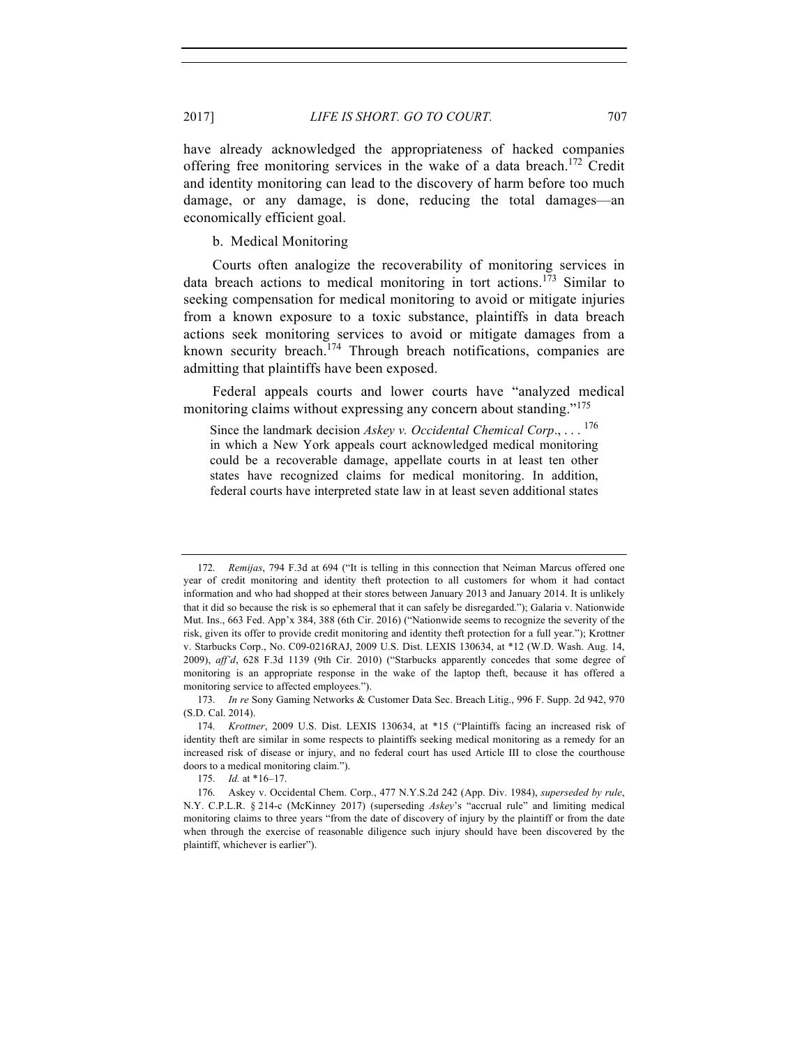have already acknowledged the appropriateness of hacked companies offering free monitoring services in the wake of a data breach.[172] Credit and identity monitoring can lead to the discovery of harm before too much damage, or any damage, is done, reducing the total damages—an economically efficient goal.

b. Medical Monitoring

Courts often analogize the recoverability of monitoring services in data breach actions to medical monitoring in tort actions.[173] Similar to seeking compensation for medical monitoring to avoid or mitigate injuries from a known exposure to a toxic substance, plaintiffs in data breach actions seek monitoring services to avoid or mitigate damages from a known security breach.[174] Through breach notifications, companies are admitting that plaintiffs have been exposed.

Federal appeals courts and lower courts have "analyzed medical monitoring claims without expressing any concern about standing."[175]

> Since the landmark decision *Askey v. Occidental Chemical Corp*., . . . [176] in which a New York appeals court acknowledged medical monitoring could be a recoverable damage, appellate courts in at least ten other states have recognized claims for medical monitoring. In addition, federal courts have interpreted state law in at least seven additional states

---

172. *Remijas*, 794 F.3d at 694 ("It is telling in this connection that Neiman Marcus offered one year of credit monitoring and identity theft protection to all customers for whom it had contact information and who had shopped at their stores between January 2013 and January 2014. It is unlikely that it did so because the risk is so ephemeral that it can safely be disregarded."); Galaria v. Nationwide Mut. Ins., 663 Fed. App'x 384, 388 (6th Cir. 2016) ("Nationwide seems to recognize the severity of the risk, given its offer to provide credit monitoring and identity theft protection for a full year."); Krottner v. Starbucks Corp., No. C09-0216RAJ, 2009 U.S. Dist. LEXIS 130634, at *12 (W.D. Wash. Aug. 14, 2009), *aff'd*, 628 F.3d 1139 (9th Cir. 2010) ("Starbucks apparently concedes that some degree of monitoring is an appropriate response in the wake of the laptop theft, because it has offered a monitoring service to affected employees.").

173. *In re* Sony Gaming Networks & Customer Data Sec. Breach Litig., 996 F. Supp. 2d 942, 970 (S.D. Cal. 2014).

174. *Krottner*, 2009 U.S. Dist. LEXIS 130634, at *15 ("Plaintiffs facing an increased risk of identity theft are similar in some respects to plaintiffs seeking medical monitoring as a remedy for an increased risk of disease or injury, and no federal court has used Article III to close the courthouse doors to a medical monitoring claim.").

175. *Id.* at *16–17.

176. Askey v. Occidental Chem. Corp., 477 N.Y.S.2d 242 (App. Div. 1984), *superseded by rule*, N.Y. C.P.L.R. § 214-c (McKinney 2017) (superseding *Askey*'s "accrual rule" and limiting medical monitoring claims to three years "from the date of discovery of injury by the plaintiff or from the date when through the exercise of reasonable diligence such injury should have been discovered by the plaintiff, whichever is earlier").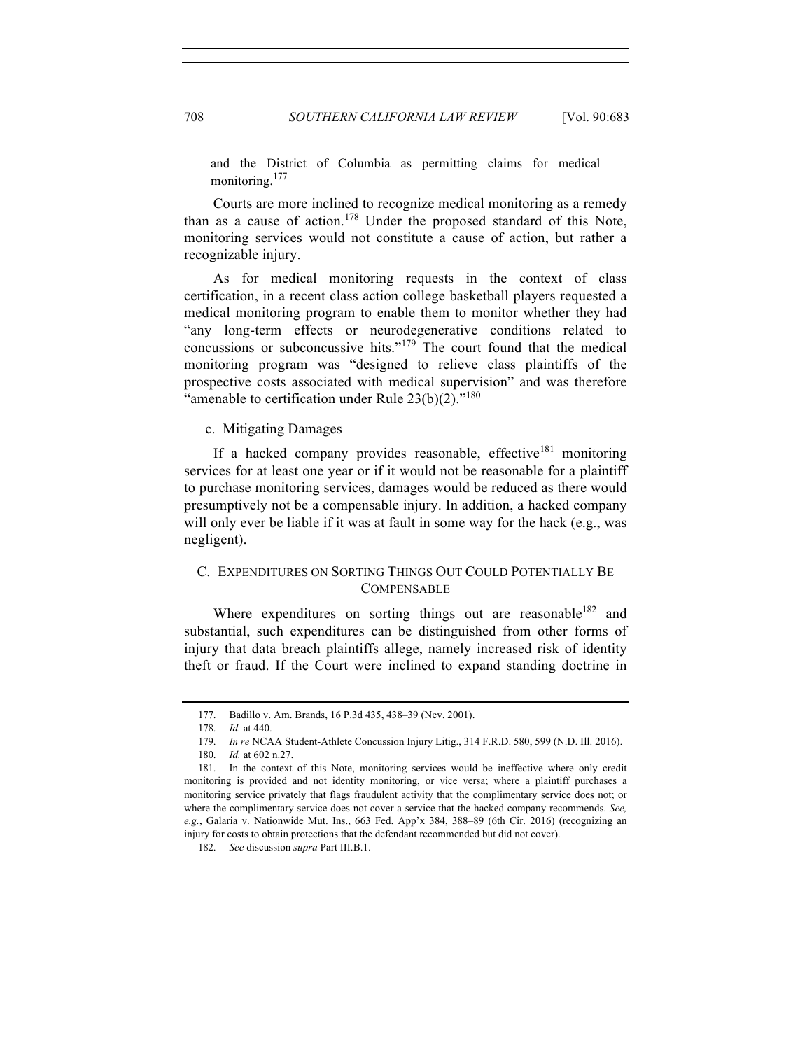and the District of Columbia as permitting claims for medical monitoring.[177]

Courts are more inclined to recognize medical monitoring as a remedy than as a cause of action.[178] Under the proposed standard of this Note, monitoring services would not constitute a cause of action, but rather a recognizable injury.

As for medical monitoring requests in the context of class certification, in a recent class action college basketball players requested a medical monitoring program to enable them to monitor whether they had "any long-term effects or neurodegenerative conditions related to concussions or subconcussive hits."[179] The court found that the medical monitoring program was "designed to relieve class plaintiffs of the prospective costs associated with medical supervision" and was therefore "amenable to certification under Rule 23(b)(2)."[180]

#### c. Mitigating Damages

If a hacked company provides reasonable, effective[181] monitoring services for at least one year or if it would not be reasonable for a plaintiff to purchase monitoring services, damages would be reduced as there would presumptively not be a compensable injury. In addition, a hacked company will only ever be liable if it was at fault in some way for the hack (e.g., was negligent).

### C. Expenditures on Sorting Things Out Could Potentially Be Compensable

Where expenditures on sorting things out are reasonable[182] and substantial, such expenditures can be distinguished from other forms of injury that data breach plaintiffs allege, namely increased risk of identity theft or fraud. If the Court were inclined to expand standing doctrine in

---

177. Badillo v. Am. Brands, 16 P.3d 435, 438–39 (Nev. 2001).

178. *Id.* at 440.

179. *In re* NCAA Student-Athlete Concussion Injury Litig., 314 F.R.D. 580, 599 (N.D. Ill. 2016).

180. *Id.* at 602 n.27.

181. In the context of this Note, monitoring services would be ineffective where only credit monitoring is provided and not identity monitoring, or vice versa; where a plaintiff purchases a monitoring service privately that flags fraudulent activity that the complimentary service does not; or where the complimentary service does not cover a service that the hacked company recommends. *See, e.g.*, Galaria v. Nationwide Mut. Ins., 663 Fed. App'x 384, 388–89 (6th Cir. 2016) (recognizing an injury for costs to obtain protections that the defendant recommended but did not cover).

182. *See* discussion *supra* Part III.B.1.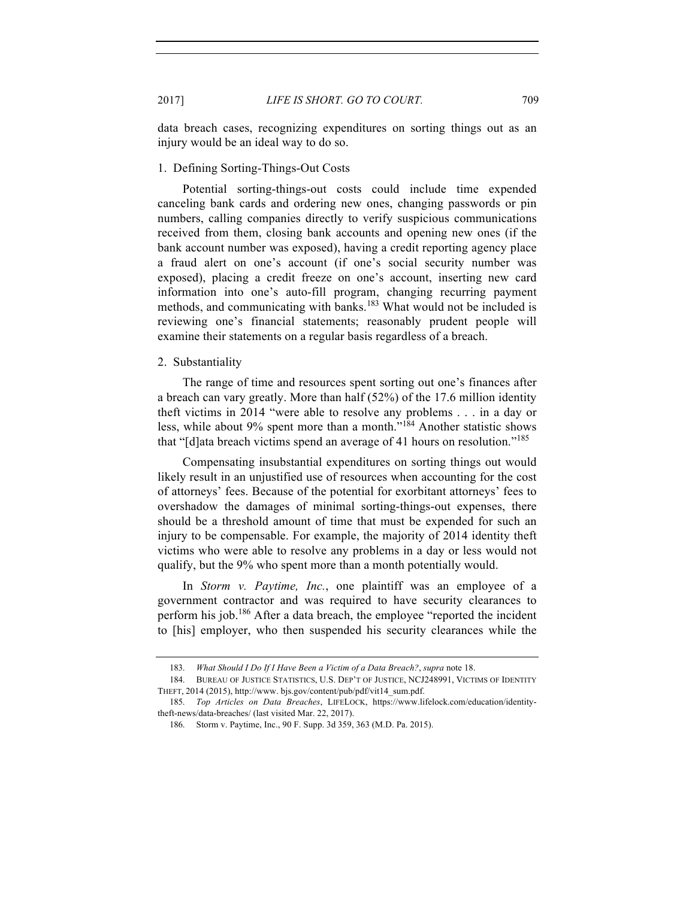data breach cases, recognizing expenditures on sorting things out as an injury would be an ideal way to do so.

### 1. Defining Sorting-Things-Out Costs

Potential sorting-things-out costs could include time expended canceling bank cards and ordering new ones, changing passwords or pin numbers, calling companies directly to verify suspicious communications received from them, closing bank accounts and opening new ones (if the bank account number was exposed), having a credit reporting agency place a fraud alert on one's account (if one's social security number was exposed), placing a credit freeze on one's account, inserting new card information into one's auto-fill program, changing recurring payment methods, and communicating with banks.[183] What would not be included is reviewing one's financial statements; reasonably prudent people will examine their statements on a regular basis regardless of a breach.

### 2. Substantiality

The range of time and resources spent sorting out one's finances after a breach can vary greatly. More than half (52%) of the 17.6 million identity theft victims in 2014 "were able to resolve any problems . . . in a day or less, while about 9% spent more than a month."[184] Another statistic shows that "[d]ata breach victims spend an average of 41 hours on resolution."[185]

Compensating insubstantial expenditures on sorting things out would likely result in an unjustified use of resources when accounting for the cost of attorneys' fees. Because of the potential for exorbitant attorneys' fees to overshadow the damages of minimal sorting-things-out expenses, there should be a threshold amount of time that must be expended for such an injury to be compensable. For example, the majority of 2014 identity theft victims who were able to resolve any problems in a day or less would not qualify, but the 9% who spent more than a month potentially would.

In *Storm v. Paytime, Inc.*, one plaintiff was an employee of a government contractor and was required to have security clearances to perform his job.[186] After a data breach, the employee "reported the incident to [his] employer, who then suspended his security clearances while the

---

183. *What Should I Do If I Have Been a Victim of a Data Breach?*, *supra* note 18.

184. BUREAU OF JUSTICE STATISTICS, U.S. DEP'T OF JUSTICE, NCJ248991, VICTIMS OF IDENTITY THEFT, 2014 (2015), http://www. bjs.gov/content/pub/pdf/vit14_sum.pdf.

185. *Top Articles on Data Breaches*, LIFELOCK, https://www.lifelock.com/education/identity-theft-news/data-breaches/ (last visited Mar. 22, 2017).

186. Storm v. Paytime, Inc., 90 F. Supp. 3d 359, 363 (M.D. Pa. 2015).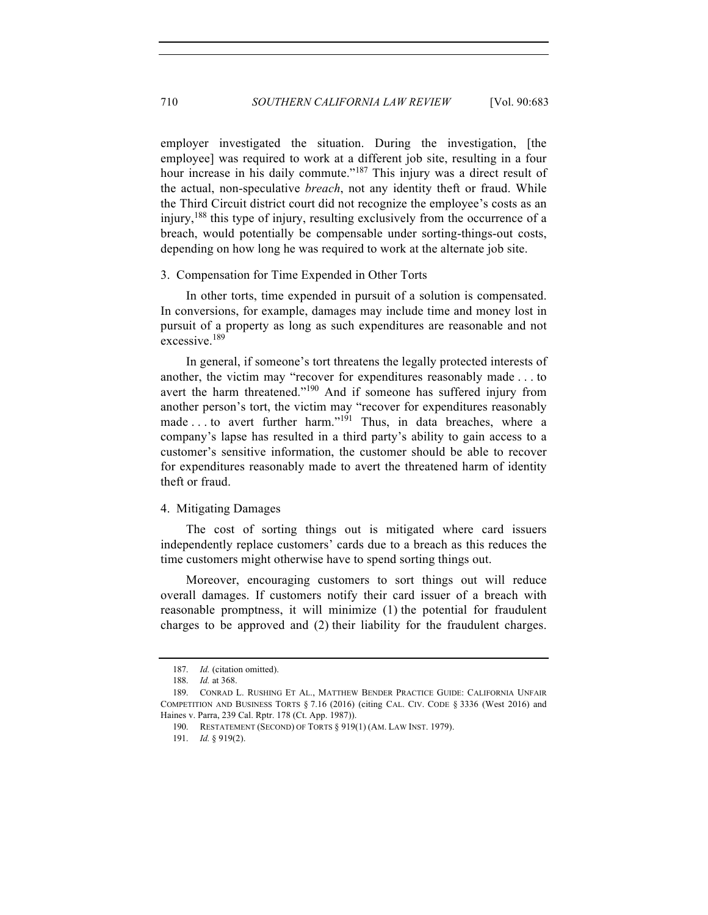employer investigated the situation. During the investigation, [the employee] was required to work at a different job site, resulting in a four hour increase in his daily commute."[187] This injury was a direct result of the actual, non-speculative *breach*, not any identity theft or fraud. While the Third Circuit district court did not recognize the employee's costs as an injury,[188] this type of injury, resulting exclusively from the occurrence of a breach, would potentially be compensable under sorting-things-out costs, depending on how long he was required to work at the alternate job site.

### 3. Compensation for Time Expended in Other Torts

In other torts, time expended in pursuit of a solution is compensated. In conversions, for example, damages may include time and money lost in pursuit of a property as long as such expenditures are reasonable and not excessive.[189]

In general, if someone's tort threatens the legally protected interests of another, the victim may "recover for expenditures reasonably made . . . to avert the harm threatened."[190] And if someone has suffered injury from another person's tort, the victim may "recover for expenditures reasonably made . . . to avert further harm."[191] Thus, in data breaches, where a company's lapse has resulted in a third party's ability to gain access to a customer's sensitive information, the customer should be able to recover for expenditures reasonably made to avert the threatened harm of identity theft or fraud.

### 4. Mitigating Damages

The cost of sorting things out is mitigated where card issuers independently replace customers' cards due to a breach as this reduces the time customers might otherwise have to spend sorting things out.

Moreover, encouraging customers to sort things out will reduce overall damages. If customers notify their card issuer of a breach with reasonable promptness, it will minimize (1) the potential for fraudulent charges to be approved and (2) their liability for the fraudulent charges.

---

187. *Id.* (citation omitted).

188. *Id.* at 368.

189. CONRAD L. RUSHING ET AL., MATTHEW BENDER PRACTICE GUIDE: CALIFORNIA UNFAIR COMPETITION AND BUSINESS TORTS § 7.16 (2016) (citing CAL. CIV. CODE § 3336 (West 2016) and Haines v. Parra, 239 Cal. Rptr. 178 (Ct. App. 1987)).

190. RESTATEMENT (SECOND) OF TORTS § 919(1) (AM. LAW INST. 1979).

191. *Id.* § 919(2).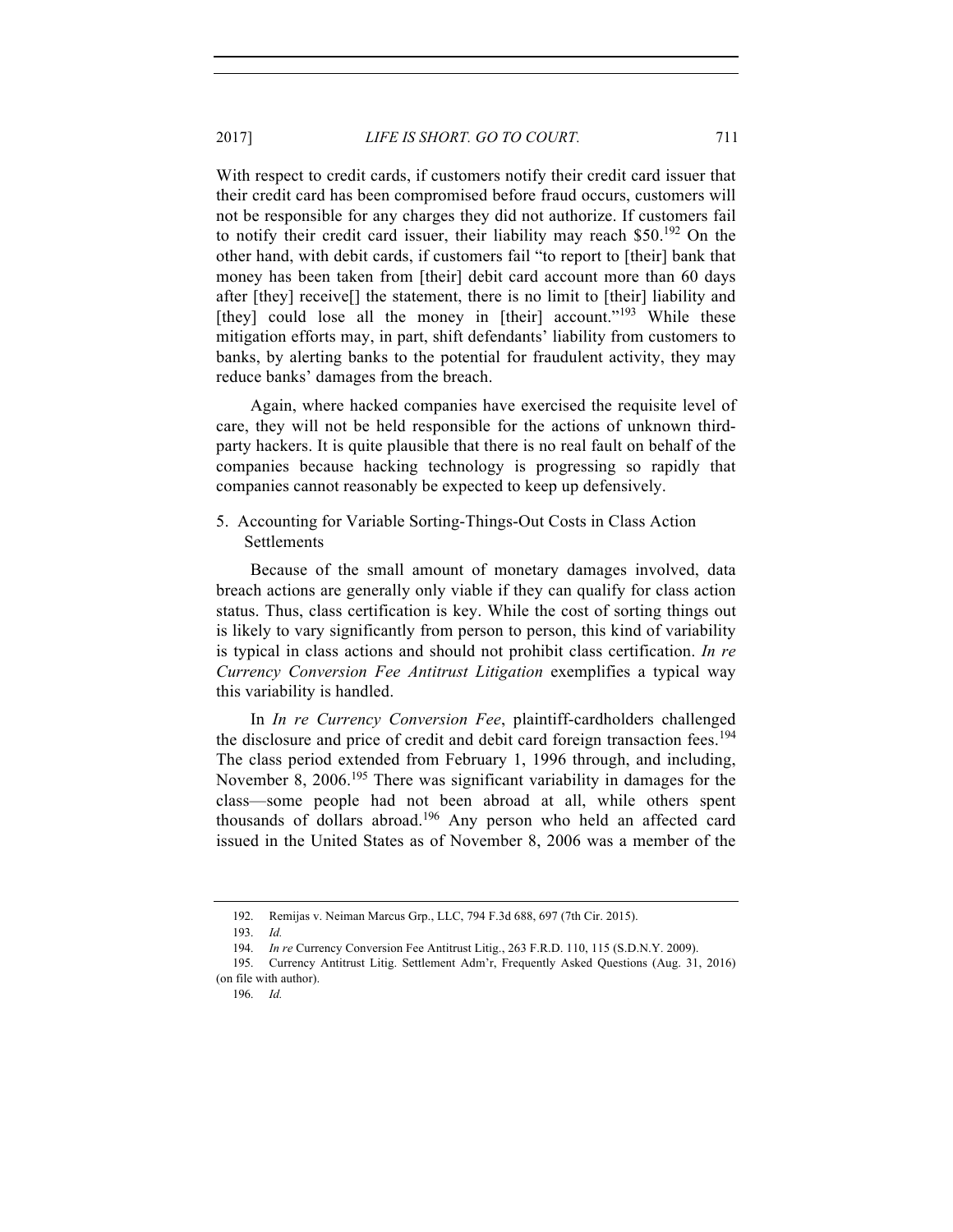With respect to credit cards, if customers notify their credit card issuer that their credit card has been compromised before fraud occurs, customers will not be responsible for any charges they did not authorize. If customers fail to notify their credit card issuer, their liability may reach $50.[192] On the other hand, with debit cards, if customers fail "to report to [their] bank that money has been taken from [their] debit card account more than 60 days after [they] receive[] the statement, there is no limit to [their] liability and [they] could lose all the money in [their] account."[193] While these mitigation efforts may, in part, shift defendants' liability from customers to banks, by alerting banks to the potential for fraudulent activity, they may reduce banks' damages from the breach.

Again, where hacked companies have exercised the requisite level of care, they will not be held responsible for the actions of unknown third-party hackers. It is quite plausible that there is no real fault on behalf of the companies because hacking technology is progressing so rapidly that companies cannot reasonably be expected to keep up defensively.

### 5. Accounting for Variable Sorting-Things-Out Costs in Class Action Settlements

Because of the small amount of monetary damages involved, data breach actions are generally only viable if they can qualify for class action status. Thus, class certification is key. While the cost of sorting things out is likely to vary significantly from person to person, this kind of variability is typical in class actions and should not prohibit class certification. *In re Currency Conversion Fee Antitrust Litigation* exemplifies a typical way this variability is handled.

In *In re Currency Conversion Fee*, plaintiff-cardholders challenged the disclosure and price of credit and debit card foreign transaction fees.[194] The class period extended from February 1, 1996 through, and including, November 8, 2006.[195] There was significant variability in damages for the class—some people had not been abroad at all, while others spent thousands of dollars abroad.[196] Any person who held an affected card issued in the United States as of November 8, 2006 was a member of the

---

192. Remijas v. Neiman Marcus Grp., LLC, 794 F.3d 688, 697 (7th Cir. 2015).

193. *Id.*

194. *In re* Currency Conversion Fee Antitrust Litig., 263 F.R.D. 110, 115 (S.D.N.Y. 2009).

195. Currency Antitrust Litig. Settlement Adm'r, Frequently Asked Questions (Aug. 31, 2016) (on file with author).

196. *Id.*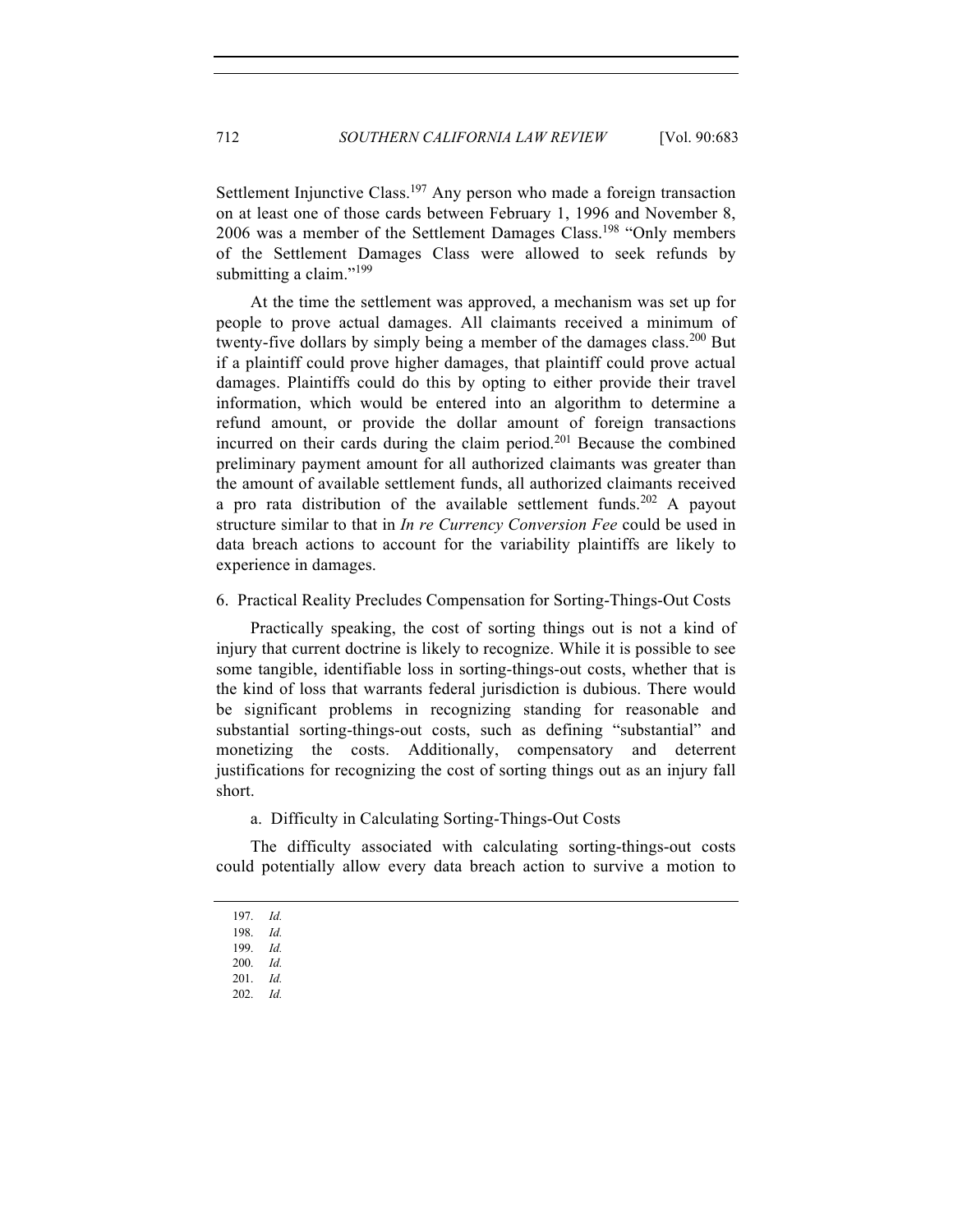Settlement Injunctive Class.[197] Any person who made a foreign transaction on at least one of those cards between February 1, 1996 and November 8, 2006 was a member of the Settlement Damages Class.[198] "Only members of the Settlement Damages Class were allowed to seek refunds by submitting a claim."[199]

At the time the settlement was approved, a mechanism was set up for people to prove actual damages. All claimants received a minimum of twenty-five dollars by simply being a member of the damages class.[200] But if a plaintiff could prove higher damages, that plaintiff could prove actual damages. Plaintiffs could do this by opting to either provide their travel information, which would be entered into an algorithm to determine a refund amount, or provide the dollar amount of foreign transactions incurred on their cards during the claim period.[201] Because the combined preliminary payment amount for all authorized claimants was greater than the amount of available settlement funds, all authorized claimants received a pro rata distribution of the available settlement funds.[202] A payout structure similar to that in *In re Currency Conversion Fee* could be used in data breach actions to account for the variability plaintiffs are likely to experience in damages.

### 6. Practical Reality Precludes Compensation for Sorting-Things-Out Costs

Practically speaking, the cost of sorting things out is not a kind of injury that current doctrine is likely to recognize. While it is possible to see some tangible, identifiable loss in sorting-things-out costs, whether that is the kind of loss that warrants federal jurisdiction is dubious. There would be significant problems in recognizing standing for reasonable and substantial sorting-things-out costs, such as defining "substantial" and monetizing the costs. Additionally, compensatory and deterrent justifications for recognizing the cost of sorting things out as an injury fall short.

#### a. Difficulty in Calculating Sorting-Things-Out Costs

The difficulty associated with calculating sorting-things-out costs could potentially allow every data breach action to survive a motion to

197. *Id.*
198. *Id.*
199. *Id.*
200. *Id.*
201. *Id.*
202. *Id.*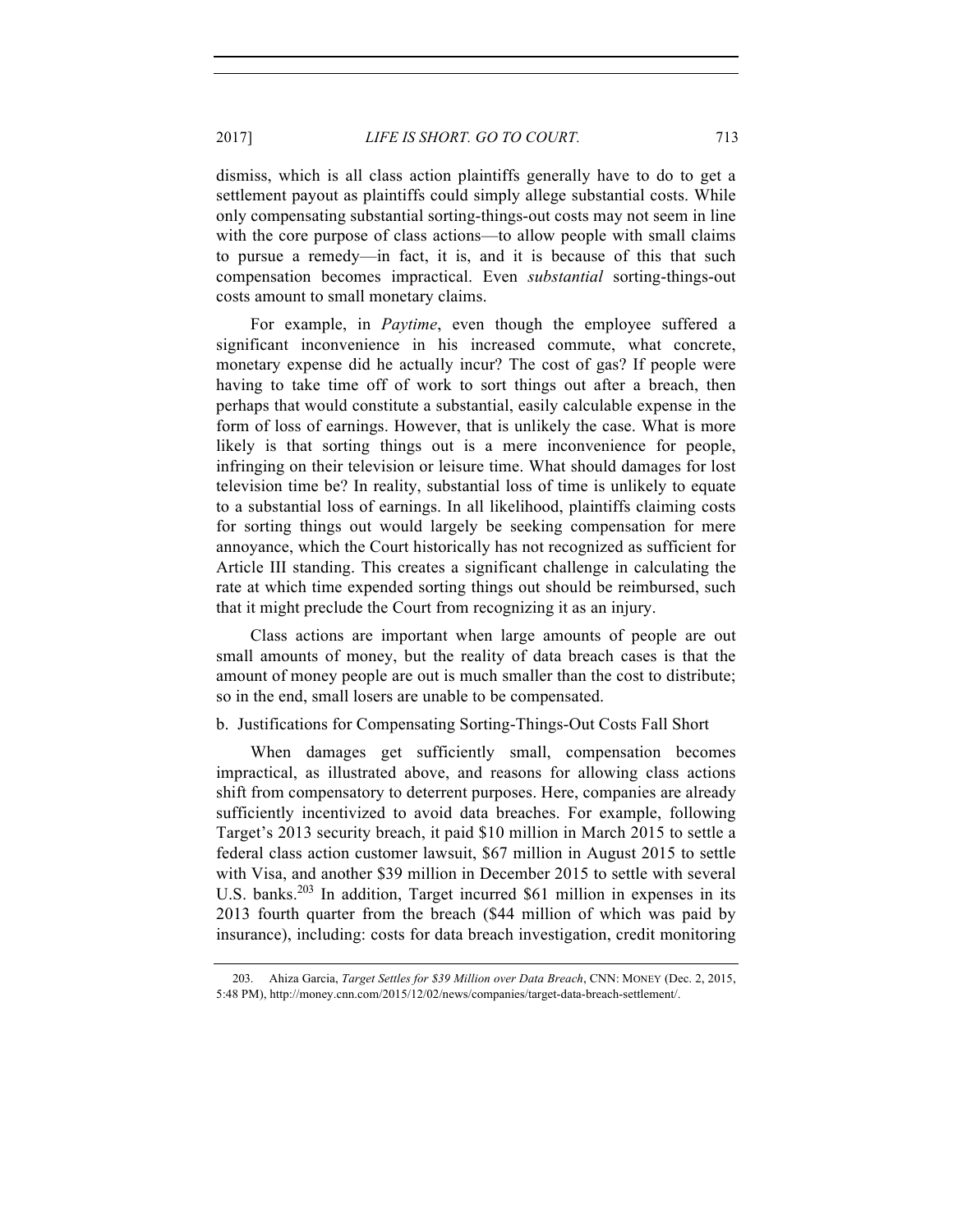dismiss, which is all class action plaintiffs generally have to do to get a settlement payout as plaintiffs could simply allege substantial costs. While only compensating substantial sorting-things-out costs may not seem in line with the core purpose of class actions—to allow people with small claims to pursue a remedy—in fact, it is, and it is because of this that such compensation becomes impractical. Even *substantial* sorting-things-out costs amount to small monetary claims.

For example, in *Paytime*, even though the employee suffered a significant inconvenience in his increased commute, what concrete, monetary expense did he actually incur? The cost of gas? If people were having to take time off of work to sort things out after a breach, then perhaps that would constitute a substantial, easily calculable expense in the form of loss of earnings. However, that is unlikely the case. What is more likely is that sorting things out is a mere inconvenience for people, infringing on their television or leisure time. What should damages for lost television time be? In reality, substantial loss of time is unlikely to equate to a substantial loss of earnings. In all likelihood, plaintiffs claiming costs for sorting things out would largely be seeking compensation for mere annoyance, which the Court historically has not recognized as sufficient for Article III standing. This creates a significant challenge in calculating the rate at which time expended sorting things out should be reimbursed, such that it might preclude the Court from recognizing it as an injury.

Class actions are important when large amounts of people are out small amounts of money, but the reality of data breach cases is that the amount of money people are out is much smaller than the cost to distribute; so in the end, small losers are unable to be compensated.

b. Justifications for Compensating Sorting-Things-Out Costs Fall Short

When damages get sufficiently small, compensation becomes impractical, as illustrated above, and reasons for allowing class actions shift from compensatory to deterrent purposes. Here, companies are already sufficiently incentivized to avoid data breaches. For example, following Target's 2013 security breach, it paid $10 million in March 2015 to settle a federal class action customer lawsuit, $67 million in August 2015 to settle with Visa, and another $39 million in December 2015 to settle with several U.S. banks.[203] In addition, Target incurred $61 million in expenses in its 2013 fourth quarter from the breach ($44 million of which was paid by insurance), including: costs for data breach investigation, credit monitoring

203. Ahiza Garcia, *Target Settles for $39 Million over Data Breach*, CNN: MONEY (Dec. 2, 2015, 5:48 PM), http://money.cnn.com/2015/12/02/news/companies/target-data-breach-settlement/.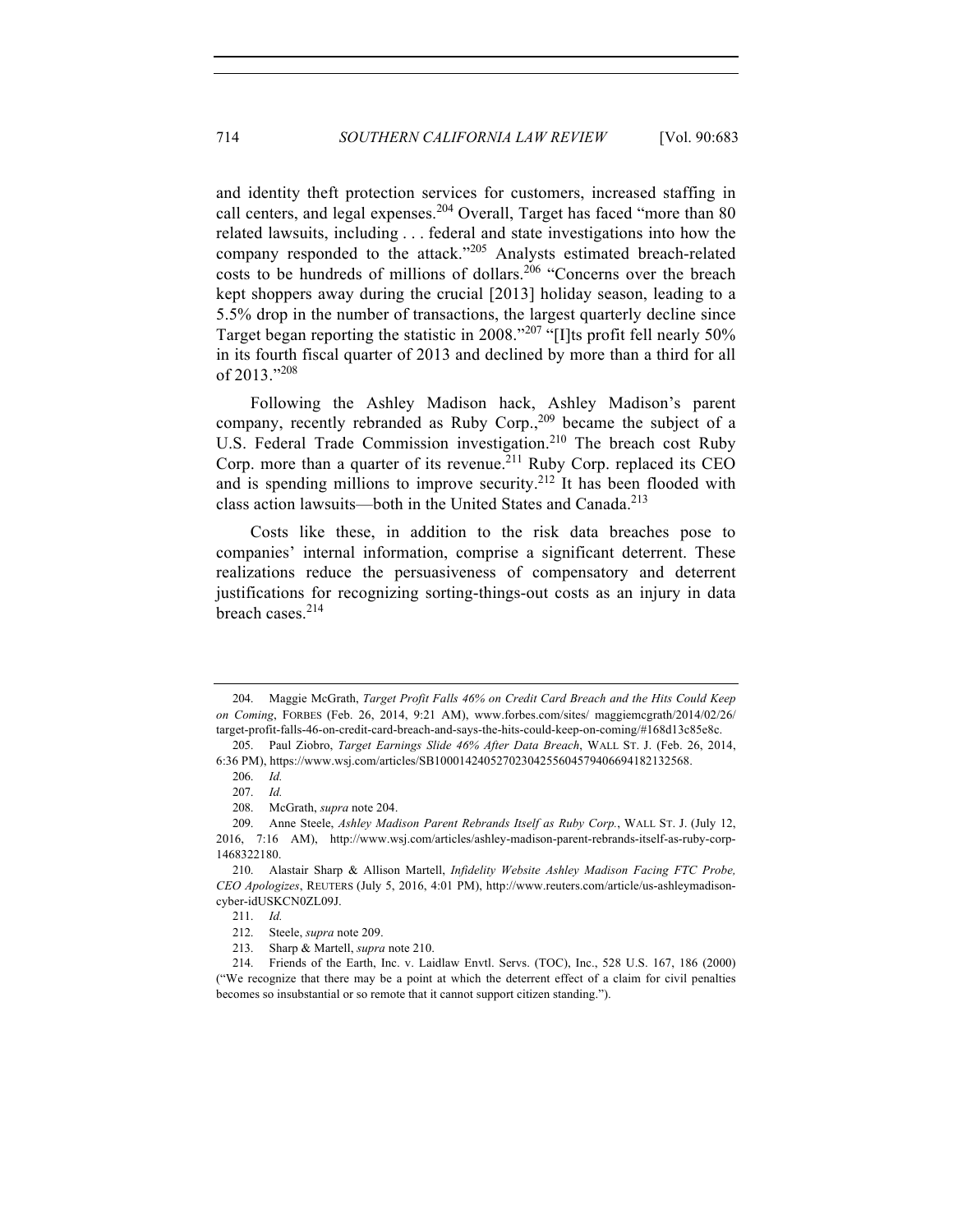and identity theft protection services for customers, increased staffing in call centers, and legal expenses.[204] Overall, Target has faced "more than 80 related lawsuits, including . . . federal and state investigations into how the company responded to the attack."[205] Analysts estimated breach-related costs to be hundreds of millions of dollars.[206] "Concerns over the breach kept shoppers away during the crucial [2013] holiday season, leading to a 5.5% drop in the number of transactions, the largest quarterly decline since Target began reporting the statistic in 2008."[207] "[I]ts profit fell nearly 50% in its fourth fiscal quarter of 2013 and declined by more than a third for all of 2013."[208]

Following the Ashley Madison hack, Ashley Madison's parent company, recently rebranded as Ruby Corp.,[209] became the subject of a U.S. Federal Trade Commission investigation.[210] The breach cost Ruby Corp. more than a quarter of its revenue.[211] Ruby Corp. replaced its CEO and is spending millions to improve security.[212] It has been flooded with class action lawsuits—both in the United States and Canada.[213]

Costs like these, in addition to the risk data breaches pose to companies' internal information, comprise a significant deterrent. These realizations reduce the persuasiveness of compensatory and deterrent justifications for recognizing sorting-things-out costs as an injury in data breach cases.[214]

---

204. Maggie McGrath, *Target Profit Falls 46% on Credit Card Breach and the Hits Could Keep on Coming*, FORBES (Feb. 26, 2014, 9:21 AM), www.forbes.com/sites/ maggiemcgrath/2014/02/26/ target-profit-falls-46-on-credit-card-breach-and-says-the-hits-could-keep-on-coming/#168d13c85e8c.

205. Paul Ziobro, *Target Earnings Slide 46% After Data Breach*, WALL ST. J. (Feb. 26, 2014, 6:36 PM), https://www.wsj.com/articles/SB10001424052702304255604579406694182132568.

206. *Id.*

207. *Id.*

208. McGrath, *supra* note 204.

209. Anne Steele, *Ashley Madison Parent Rebrands Itself as Ruby Corp.*, WALL ST. J. (July 12, 2016, 7:16 AM), http://www.wsj.com/articles/ashley-madison-parent-rebrands-itself-as-ruby-corp-1468322180.

210. Alastair Sharp & Allison Martell, *Infidelity Website Ashley Madison Facing FTC Probe, CEO Apologizes*, REUTERS (July 5, 2016, 4:01 PM), http://www.reuters.com/article/us-ashleymadison-cyber-idUSKCN0ZL09J.

211. *Id.*

212. Steele, *supra* note 209.

213. Sharp & Martell, *supra* note 210.

214. Friends of the Earth, Inc. v. Laidlaw Envtl. Servs. (TOC), Inc., 528 U.S. 167, 186 (2000) ("We recognize that there may be a point at which the deterrent effect of a claim for civil penalties becomes so insubstantial or so remote that it cannot support citizen standing.").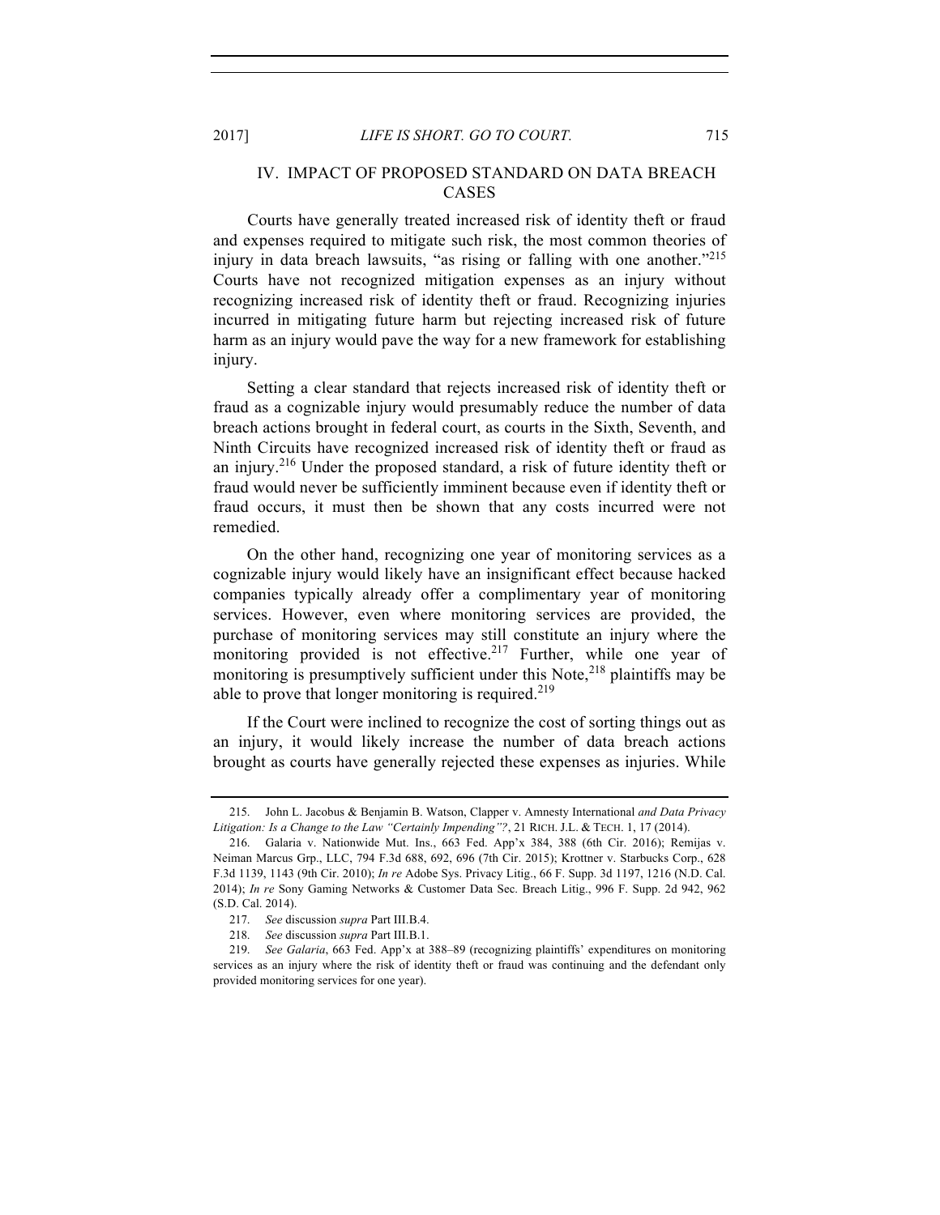## IV. IMPACT OF PROPOSED STANDARD ON DATA BREACH CASES

Courts have generally treated increased risk of identity theft or fraud and expenses required to mitigate such risk, the most common theories of injury in data breach lawsuits, "as rising or falling with one another."[215] Courts have not recognized mitigation expenses as an injury without recognizing increased risk of identity theft or fraud. Recognizing injuries incurred in mitigating future harm but rejecting increased risk of future harm as an injury would pave the way for a new framework for establishing injury.

Setting a clear standard that rejects increased risk of identity theft or fraud as a cognizable injury would presumably reduce the number of data breach actions brought in federal court, as courts in the Sixth, Seventh, and Ninth Circuits have recognized increased risk of identity theft or fraud as an injury.[216] Under the proposed standard, a risk of future identity theft or fraud would never be sufficiently imminent because even if identity theft or fraud occurs, it must then be shown that any costs incurred were not remedied.

On the other hand, recognizing one year of monitoring services as a cognizable injury would likely have an insignificant effect because hacked companies typically already offer a complimentary year of monitoring services. However, even where monitoring services are provided, the purchase of monitoring services may still constitute an injury where the monitoring provided is not effective.[217] Further, while one year of monitoring is presumptively sufficient under this Note,[218] plaintiffs may be able to prove that longer monitoring is required.[219]

If the Court were inclined to recognize the cost of sorting things out as an injury, it would likely increase the number of data breach actions brought as courts have generally rejected these expenses as injuries. While

---

215. John L. Jacobus & Benjamin B. Watson, Clapper v. Amnesty International *and Data Privacy Litigation: Is a Change to the Law "Certainly Impending"?*, 21 RICH. J.L. & TECH. 1, 17 (2014).

216. Galaria v. Nationwide Mut. Ins., 663 Fed. App'x 384, 388 (6th Cir. 2016); Remijas v. Neiman Marcus Grp., LLC, 794 F.3d 688, 692, 696 (7th Cir. 2015); Krottner v. Starbucks Corp., 628 F.3d 1139, 1143 (9th Cir. 2010); *In re* Adobe Sys. Privacy Litig., 66 F. Supp. 3d 1197, 1216 (N.D. Cal. 2014); *In re* Sony Gaming Networks & Customer Data Sec. Breach Litig., 996 F. Supp. 2d 942, 962 (S.D. Cal. 2014).

217. *See* discussion *supra* Part III.B.4.

218. *See* discussion *supra* Part III.B.1.

219. *See Galaria*, 663 Fed. App'x at 388–89 (recognizing plaintiffs' expenditures on monitoring services as an injury where the risk of identity theft or fraud was continuing and the defendant only provided monitoring services for one year).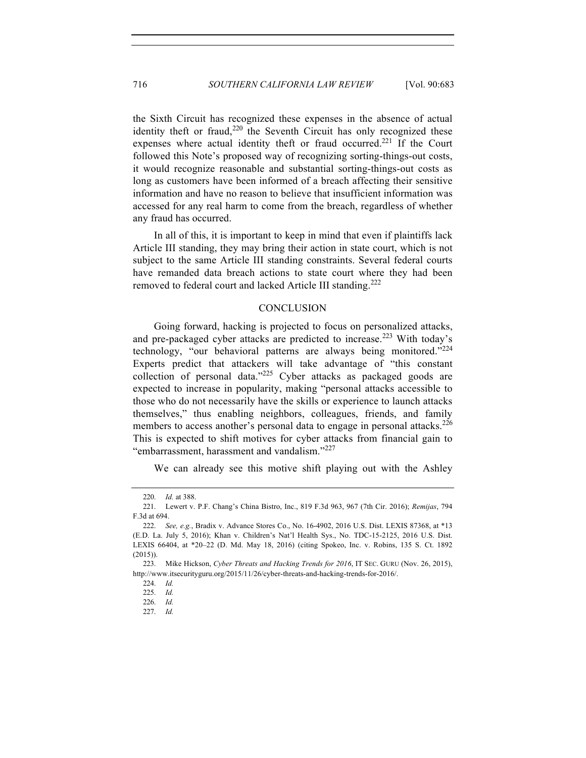the Sixth Circuit has recognized these expenses in the absence of actual identity theft or fraud,[220] the Seventh Circuit has only recognized these expenses where actual identity theft or fraud occurred.[221] If the Court followed this Note's proposed way of recognizing sorting-things-out costs, it would recognize reasonable and substantial sorting-things-out costs as long as customers have been informed of a breach affecting their sensitive information and have no reason to believe that insufficient information was accessed for any real harm to come from the breach, regardless of whether any fraud has occurred.

In all of this, it is important to keep in mind that even if plaintiffs lack Article III standing, they may bring their action in state court, which is not subject to the same Article III standing constraints. Several federal courts have remanded data breach actions to state court where they had been removed to federal court and lacked Article III standing.[222]

## CONCLUSION

Going forward, hacking is projected to focus on personalized attacks, and pre-packaged cyber attacks are predicted to increase.[223] With today's technology, "our behavioral patterns are always being monitored."[224] Experts predict that attackers will take advantage of "this constant collection of personal data."[225] Cyber attacks as packaged goods are expected to increase in popularity, making "personal attacks accessible to those who do not necessarily have the skills or experience to launch attacks themselves," thus enabling neighbors, colleagues, friends, and family members to access another's personal data to engage in personal attacks.[226] This is expected to shift motives for cyber attacks from financial gain to "embarrassment, harassment and vandalism."[227]

We can already see this motive shift playing out with the Ashley

---

220. *Id.* at 388.

221. Lewert v. P.F. Chang's China Bistro, Inc., 819 F.3d 963, 967 (7th Cir. 2016); *Remijas*, 794 F.3d at 694.

222. *See, e.g.*, Bradix v. Advance Stores Co., No. 16-4902, 2016 U.S. Dist. LEXIS 87368, at *13 (E.D. La. July 5, 2016); Khan v. Children's Nat'l Health Sys., No. TDC-15-2125, 2016 U.S. Dist. LEXIS 66404, at *20–22 (D. Md. May 18, 2016) (citing Spokeo, Inc. v. Robins, 135 S. Ct. 1892 (2015)).

223. Mike Hickson, *Cyber Threats and Hacking Trends for 2016*, IT SEC. GURU (Nov. 26, 2015), http://www.itsecurityguru.org/2015/11/26/cyber-threats-and-hacking-trends-for-2016/.

224. *Id.*

225. *Id.*

226. *Id.*

227. *Id.*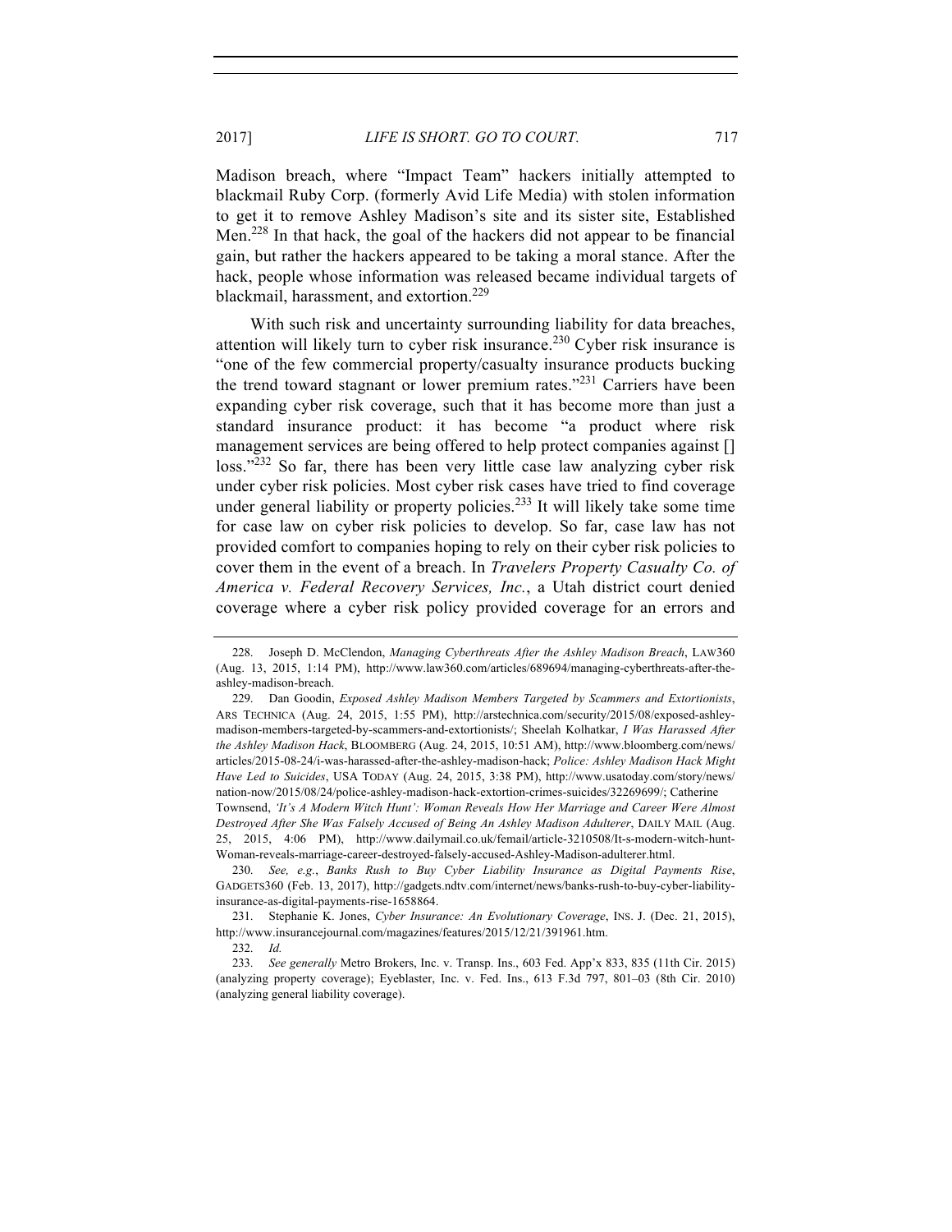Madison breach, where "Impact Team" hackers initially attempted to blackmail Ruby Corp. (formerly Avid Life Media) with stolen information to get it to remove Ashley Madison's site and its sister site, Established Men.[228] In that hack, the goal of the hackers did not appear to be financial gain, but rather the hackers appeared to be taking a moral stance. After the hack, people whose information was released became individual targets of blackmail, harassment, and extortion.[229]

With such risk and uncertainty surrounding liability for data breaches, attention will likely turn to cyber risk insurance.[230] Cyber risk insurance is "one of the few commercial property/casualty insurance products bucking the trend toward stagnant or lower premium rates."[231] Carriers have been expanding cyber risk coverage, such that it has become more than just a standard insurance product: it has become "a product where risk management services are being offered to help protect companies against [] loss."[232] So far, there has been very little case law analyzing cyber risk under cyber risk policies. Most cyber risk cases have tried to find coverage under general liability or property policies.[233] It will likely take some time for case law on cyber risk policies to develop. So far, case law has not provided comfort to companies hoping to rely on their cyber risk policies to cover them in the event of a breach. In *Travelers Property Casualty Co. of America v. Federal Recovery Services, Inc.*, a Utah district court denied coverage where a cyber risk policy provided coverage for an errors and

---

228. Joseph D. McClendon, *Managing Cyberthreats After the Ashley Madison Breach*, LAW360 (Aug. 13, 2015, 1:14 PM), http://www.law360.com/articles/689694/managing-cyberthreats-after-the-ashley-madison-breach.

229. Dan Goodin, *Exposed Ashley Madison Members Targeted by Scammers and Extortionists*, ARS TECHNICA (Aug. 24, 2015, 1:55 PM), http://arstechnica.com/security/2015/08/exposed-ashley-madison-members-targeted-by-scammers-and-extortionists/; Sheelah Kolhatkar, *I Was Harassed After the Ashley Madison Hack*, BLOOMBERG (Aug. 24, 2015, 10:51 AM), http://www.bloomberg.com/news/articles/2015-08-24/i-was-harassed-after-the-ashley-madison-hack; *Police: Ashley Madison Hack Might Have Led to Suicides*, USA TODAY (Aug. 24, 2015, 3:38 PM), http://www.usatoday.com/story/news/nation-now/2015/08/24/police-ashley-madison-hack-extortion-crimes-suicides/32269699/; Catherine Townsend, *'It's A Modern Witch Hunt': Woman Reveals How Her Marriage and Career Were Almost Destroyed After She Was Falsely Accused of Being An Ashley Madison Adulterer*, DAILY MAIL (Aug. 25, 2015, 4:06 PM), http://www.dailymail.co.uk/femail/article-3210508/It-s-modern-witch-hunt-Woman-reveals-marriage-career-destroyed-falsely-accused-Ashley-Madison-adulterer.html.

230. *See, e.g.*, *Banks Rush to Buy Cyber Liability Insurance as Digital Payments Rise*, GADGETS360 (Feb. 13, 2017), http://gadgets.ndtv.com/internet/news/banks-rush-to-buy-cyber-liability-insurance-as-digital-payments-rise-1658864.

231. Stephanie K. Jones, *Cyber Insurance: An Evolutionary Coverage*, INS. J. (Dec. 21, 2015), http://www.insurancejournal.com/magazines/features/2015/12/21/391961.htm.

232. *Id.*

233. *See generally* Metro Brokers, Inc. v. Transp. Ins., 603 Fed. App'x 833, 835 (11th Cir. 2015) (analyzing property coverage); Eyeblaster, Inc. v. Fed. Ins., 613 F.3d 797, 801–03 (8th Cir. 2010) (analyzing general liability coverage).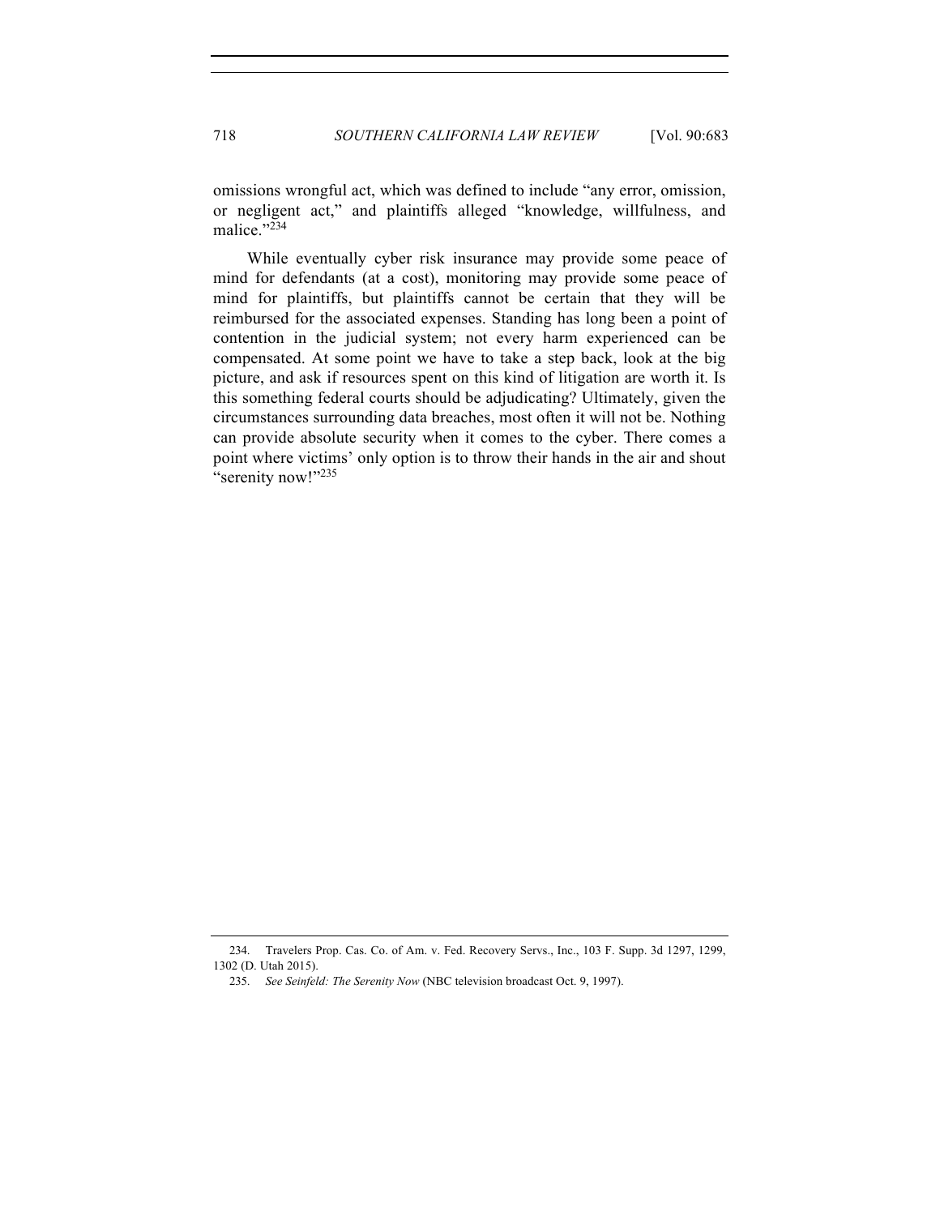omissions wrongful act, which was defined to include "any error, omission, or negligent act," and plaintiffs alleged "knowledge, willfulness, and malice."[234]

While eventually cyber risk insurance may provide some peace of mind for defendants (at a cost), monitoring may provide some peace of mind for plaintiffs, but plaintiffs cannot be certain that they will be reimbursed for the associated expenses. Standing has long been a point of contention in the judicial system; not every harm experienced can be compensated. At some point we have to take a step back, look at the big picture, and ask if resources spent on this kind of litigation are worth it. Is this something federal courts should be adjudicating? Ultimately, given the circumstances surrounding data breaches, most often it will not be. Nothing can provide absolute security when it comes to the cyber. There comes a point where victims' only option is to throw their hands in the air and shout "serenity now!"[235]

---

234. Travelers Prop. Cas. Co. of Am. v. Fed. Recovery Servs., Inc., 103 F. Supp. 3d 1297, 1299, 1302 (D. Utah 2015).

235. *See Seinfeld: The Serenity Now* (NBC television broadcast Oct. 9, 1997).